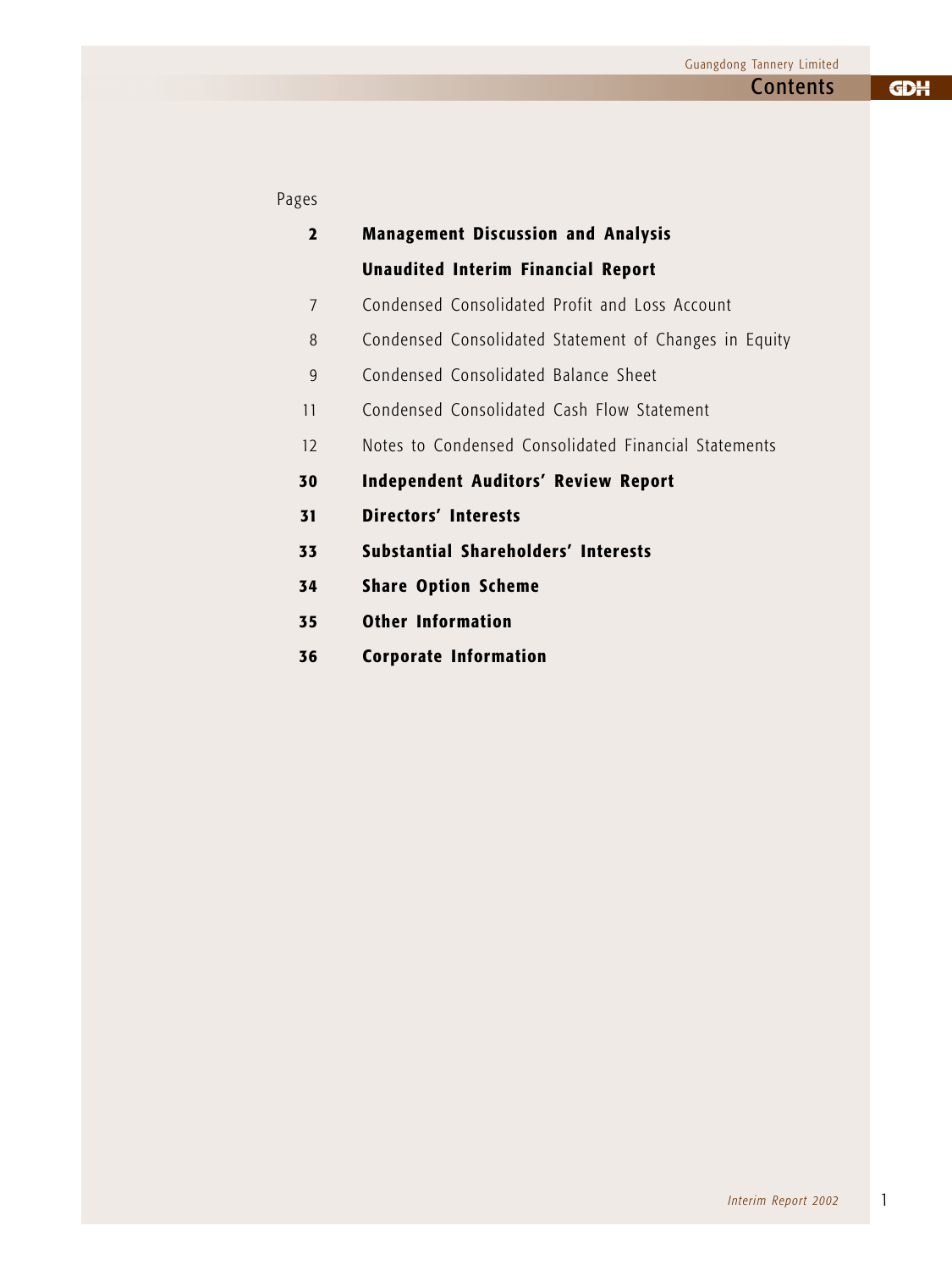# Contents

| Pages | |
|---|---|
| **2** | **Management Discussion and Analysis** |
| | **Unaudited Interim Financial Report** |
| 7 | Condensed Consolidated Profit and Loss Account |
| 8 | Condensed Consolidated Statement of Changes in Equity |
| 9 | Condensed Consolidated Balance Sheet |
| 11 | Condensed Consolidated Cash Flow Statement |
| 12 | Notes to Condensed Consolidated Financial Statements |
| **30** | **Independent Auditors' Review Report** |
| **31** | **Directors' Interests** |
| **33** | **Substantial Shareholders' Interests** |
| **34** | **Share Option Scheme** |
| **35** | **Other Information** |
| **36** | **Corporate Information** |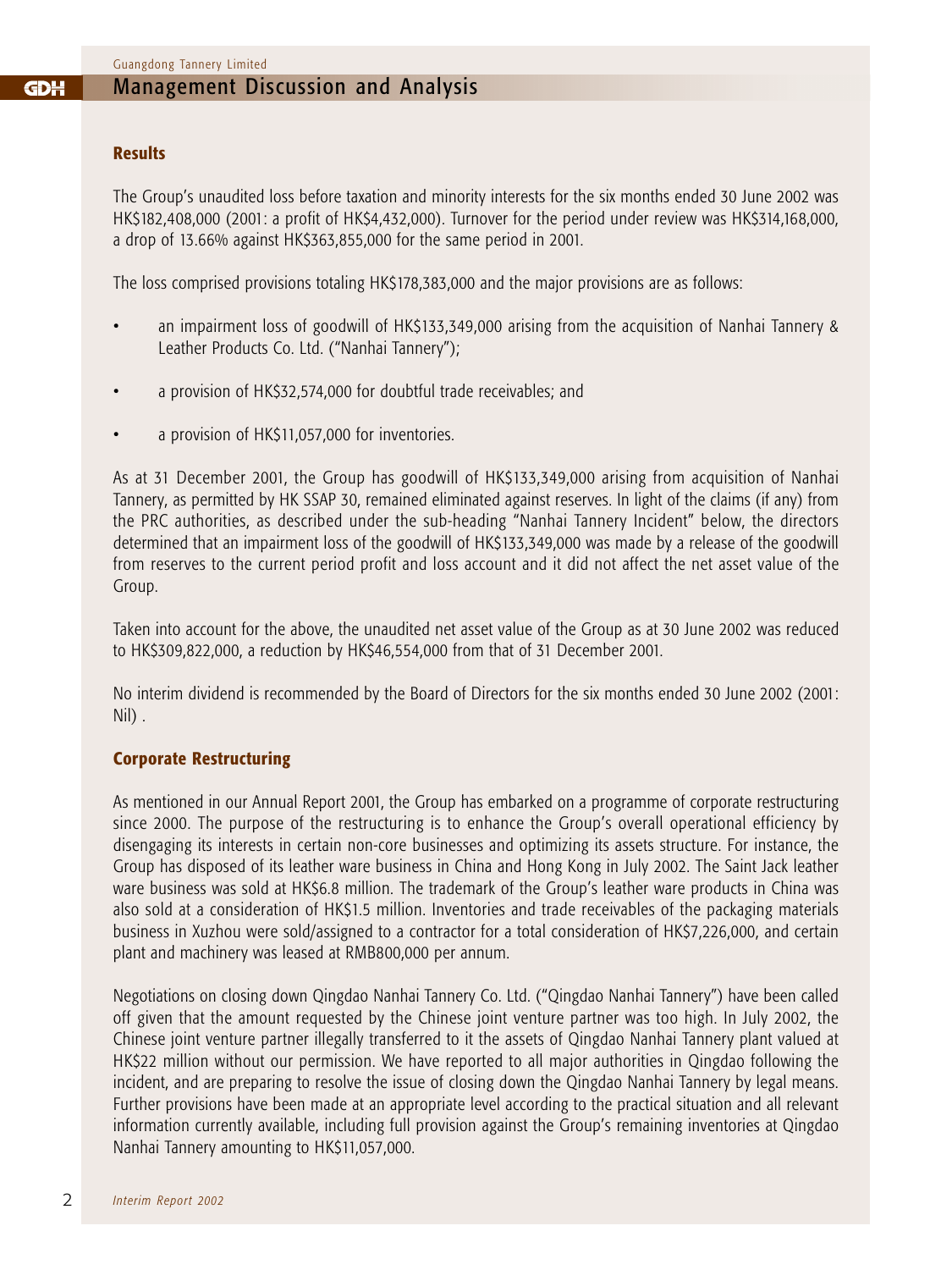# Management Discussion and Analysis

## Results

The Group's unaudited loss before taxation and minority interests for the six months ended 30 June 2002 was HK$182,408,000 (2001: a profit of HK$4,432,000). Turnover for the period under review was HK$314,168,000, a drop of 13.66% against HK$363,855,000 for the same period in 2001.

The loss comprised provisions totaling HK$178,383,000 and the major provisions are as follows:

- an impairment loss of goodwill of HK$133,349,000 arising from the acquisition of Nanhai Tannery & Leather Products Co. Ltd. ("Nanhai Tannery");
- a provision of HK$32,574,000 for doubtful trade receivables; and
- a provision of HK$11,057,000 for inventories.

As at 31 December 2001, the Group has goodwill of HK$133,349,000 arising from acquisition of Nanhai Tannery, as permitted by HK SSAP 30, remained eliminated against reserves. In light of the claims (if any) from the PRC authorities, as described under the sub-heading "Nanhai Tannery Incident" below, the directors determined that an impairment loss of the goodwill of HK$133,349,000 was made by a release of the goodwill from reserves to the current period profit and loss account and it did not affect the net asset value of the Group.

Taken into account for the above, the unaudited net asset value of the Group as at 30 June 2002 was reduced to HK$309,822,000, a reduction by HK$46,554,000 from that of 31 December 2001.

No interim dividend is recommended by the Board of Directors for the six months ended 30 June 2002 (2001: Nil) .

## Corporate Restructuring

As mentioned in our Annual Report 2001, the Group has embarked on a programme of corporate restructuring since 2000. The purpose of the restructuring is to enhance the Group's overall operational efficiency by disengaging its interests in certain non-core businesses and optimizing its assets structure. For instance, the Group has disposed of its leather ware business in China and Hong Kong in July 2002. The Saint Jack leather ware business was sold at HK$6.8 million. The trademark of the Group's leather ware products in China was also sold at a consideration of HK$1.5 million. Inventories and trade receivables of the packaging materials business in Xuzhou were sold/assigned to a contractor for a total consideration of HK$7,226,000, and certain plant and machinery was leased at RMB800,000 per annum.

Negotiations on closing down Qingdao Nanhai Tannery Co. Ltd. ("Qingdao Nanhai Tannery") have been called off given that the amount requested by the Chinese joint venture partner was too high. In July 2002, the Chinese joint venture partner illegally transferred to it the assets of Qingdao Nanhai Tannery plant valued at HK$22 million without our permission. We have reported to all major authorities in Qingdao following the incident, and are preparing to resolve the issue of closing down the Qingdao Nanhai Tannery by legal means. Further provisions have been made at an appropriate level according to the practical situation and all relevant information currently available, including full provision against the Group's remaining inventories at Qingdao Nanhai Tannery amounting to HK$11,057,000.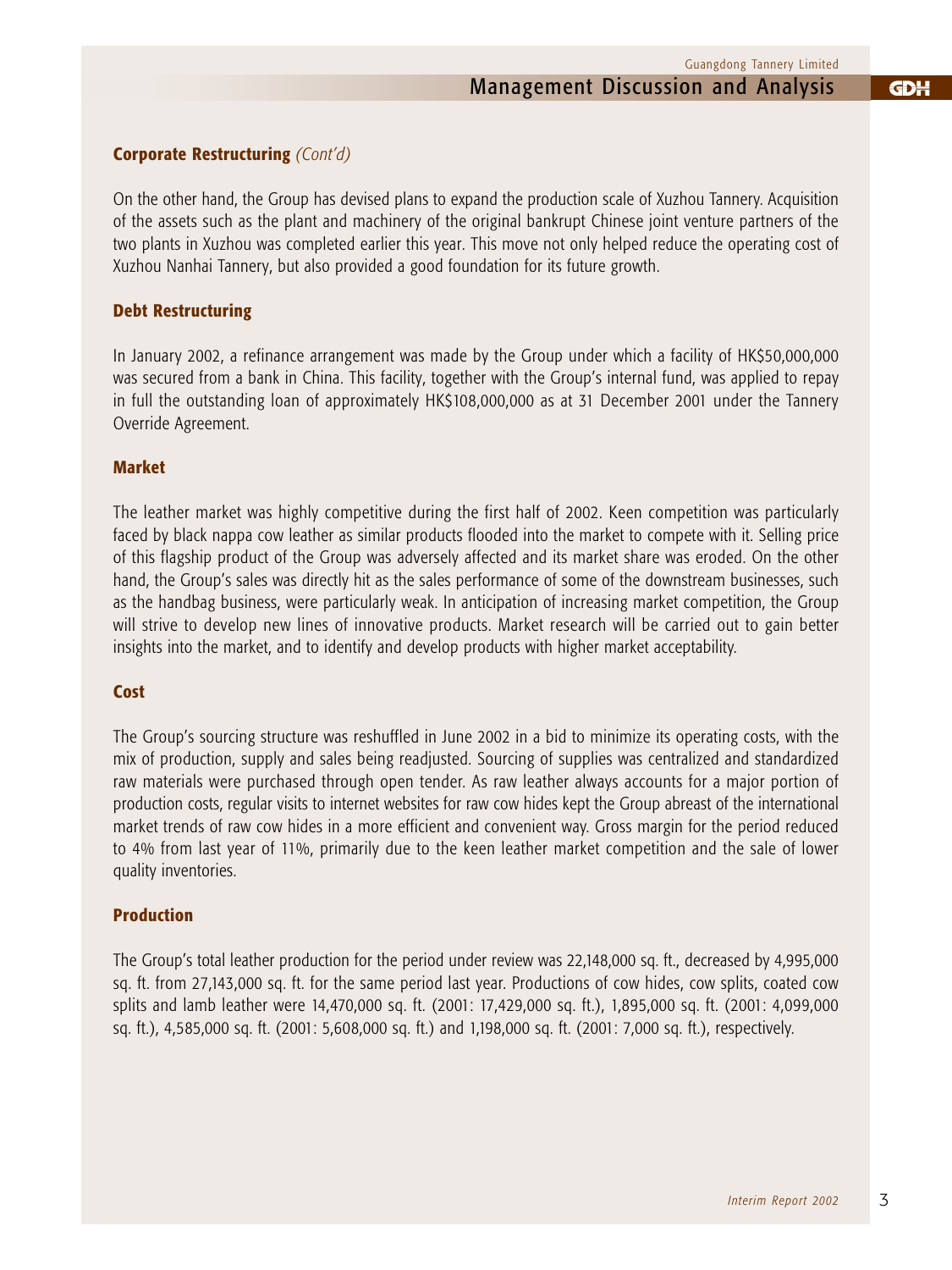### Corporate Restructuring *(Cont'd)*

On the other hand, the Group has devised plans to expand the production scale of Xuzhou Tannery. Acquisition of the assets such as the plant and machinery of the original bankrupt Chinese joint venture partners of the two plants in Xuzhou was completed earlier this year. This move not only helped reduce the operating cost of Xuzhou Nanhai Tannery, but also provided a good foundation for its future growth.

### Debt Restructuring

In January 2002, a refinance arrangement was made by the Group under which a facility of HK$50,000,000 was secured from a bank in China. This facility, together with the Group's internal fund, was applied to repay in full the outstanding loan of approximately HK$108,000,000 as at 31 December 2001 under the Tannery Override Agreement.

### Market

The leather market was highly competitive during the first half of 2002. Keen competition was particularly faced by black nappa cow leather as similar products flooded into the market to compete with it. Selling price of this flagship product of the Group was adversely affected and its market share was eroded. On the other hand, the Group's sales was directly hit as the sales performance of some of the downstream businesses, such as the handbag business, were particularly weak. In anticipation of increasing market competition, the Group will strive to develop new lines of innovative products. Market research will be carried out to gain better insights into the market, and to identify and develop products with higher market acceptability.

### Cost

The Group's sourcing structure was reshuffled in June 2002 in a bid to minimize its operating costs, with the mix of production, supply and sales being readjusted. Sourcing of supplies was centralized and standardized raw materials were purchased through open tender. As raw leather always accounts for a major portion of production costs, regular visits to internet websites for raw cow hides kept the Group abreast of the international market trends of raw cow hides in a more efficient and convenient way. Gross margin for the period reduced to 4% from last year of 11%, primarily due to the keen leather market competition and the sale of lower quality inventories.

### Production

The Group's total leather production for the period under review was 22,148,000 sq. ft., decreased by 4,995,000 sq. ft. from 27,143,000 sq. ft. for the same period last year. Productions of cow hides, cow splits, coated cow splits and lamb leather were 14,470,000 sq. ft. (2001: 17,429,000 sq. ft.), 1,895,000 sq. ft. (2001: 4,099,000 sq. ft.), 4,585,000 sq. ft. (2001: 5,608,000 sq. ft.) and 1,198,000 sq. ft. (2001: 7,000 sq. ft.), respectively.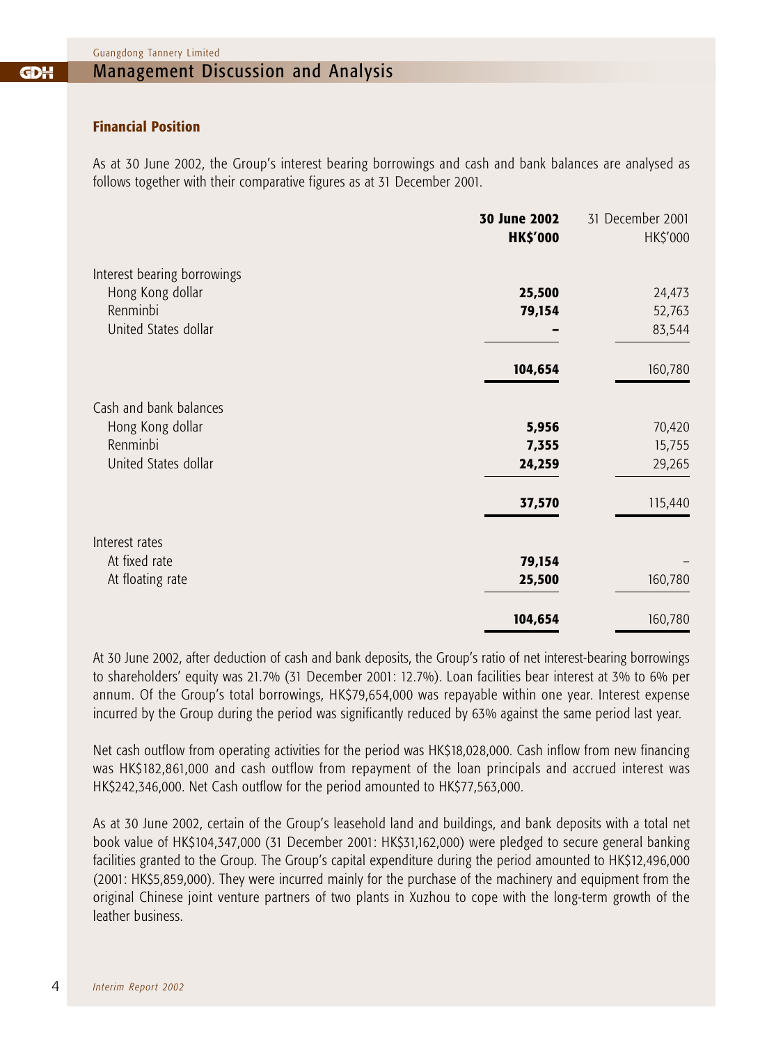# Management Discussion and Analysis

## Financial Position

As at 30 June 2002, the Group's interest bearing borrowings and cash and bank balances are analysed as follows together with their comparative figures as at 31 December 2001.

| | **30 June 2002 HK$'000** | 31 December 2001 HK$'000 |
|---|---|---|
| Interest bearing borrowings | | |
| Hong Kong dollar | **25,500** | 24,473 |
| Renminbi | **79,154** | 52,763 |
| United States dollar | **–** | 83,544 |
| | **104,654** | 160,780 |
| Cash and bank balances | | |
| Hong Kong dollar | **5,956** | 70,420 |
| Renminbi | **7,355** | 15,755 |
| United States dollar | **24,259** | 29,265 |
| | **37,570** | 115,440 |
| Interest rates | | |
| At fixed rate | **79,154** | – |
| At floating rate | **25,500** | 160,780 |
| | **104,654** | 160,780 |

At 30 June 2002, after deduction of cash and bank deposits, the Group's ratio of net interest-bearing borrowings to shareholders' equity was 21.7% (31 December 2001: 12.7%). Loan facilities bear interest at 3% to 6% per annum. Of the Group's total borrowings, HK$79,654,000 was repayable within one year. Interest expense incurred by the Group during the period was significantly reduced by 63% against the same period last year.

Net cash outflow from operating activities for the period was HK$18,028,000. Cash inflow from new financing was HK$182,861,000 and cash outflow from repayment of the loan principals and accrued interest was HK$242,346,000. Net Cash outflow for the period amounted to HK$77,563,000.

As at 30 June 2002, certain of the Group's leasehold land and buildings, and bank deposits with a total net book value of HK$104,347,000 (31 December 2001: HK$31,162,000) were pledged to secure general banking facilities granted to the Group. The Group's capital expenditure during the period amounted to HK$12,496,000 (2001: HK$5,859,000). They were incurred mainly for the purchase of the machinery and equipment from the original Chinese joint venture partners of two plants in Xuzhou to cope with the long-term growth of the leather business.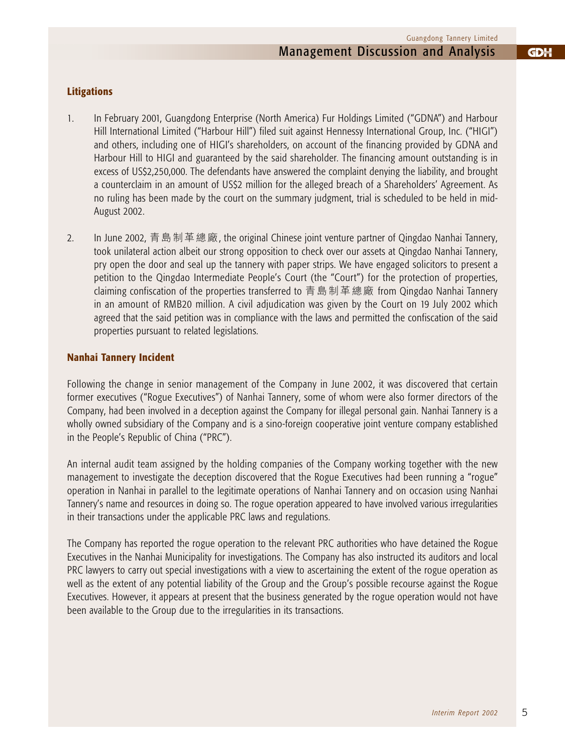## Litigations

1. In February 2001, Guangdong Enterprise (North America) Fur Holdings Limited ("GDNA") and Harbour Hill International Limited ("Harbour Hill") filed suit against Hennessy International Group, Inc. ("HIGI") and others, including one of HIGI's shareholders, on account of the financing provided by GDNA and Harbour Hill to HIGI and guaranteed by the said shareholder. The financing amount outstanding is in excess of US$2,250,000. The defendants have answered the complaint denying the liability, and brought a counterclaim in an amount of US$2 million for the alleged breach of a Shareholders' Agreement. As no ruling has been made by the court on the summary judgment, trial is scheduled to be held in mid-August 2002.

2. In June 2002, 青島制革總廠, the original Chinese joint venture partner of Qingdao Nanhai Tannery, took unilateral action albeit our strong opposition to check over our assets at Qingdao Nanhai Tannery, pry open the door and seal up the tannery with paper strips. We have engaged solicitors to present a petition to the Qingdao Intermediate People's Court (the "Court") for the protection of properties, claiming confiscation of the properties transferred to 青島制革總廠 from Qingdao Nanhai Tannery in an amount of RMB20 million. A civil adjudication was given by the Court on 19 July 2002 which agreed that the said petition was in compliance with the laws and permitted the confiscation of the said properties pursuant to related legislations.

## Nanhai Tannery Incident

Following the change in senior management of the Company in June 2002, it was discovered that certain former executives ("Rogue Executives") of Nanhai Tannery, some of whom were also former directors of the Company, had been involved in a deception against the Company for illegal personal gain. Nanhai Tannery is a wholly owned subsidiary of the Company and is a sino-foreign cooperative joint venture company established in the People's Republic of China ("PRC").

An internal audit team assigned by the holding companies of the Company working together with the new management to investigate the deception discovered that the Rogue Executives had been running a "rogue" operation in Nanhai in parallel to the legitimate operations of Nanhai Tannery and on occasion using Nanhai Tannery's name and resources in doing so. The rogue operation appeared to have involved various irregularities in their transactions under the applicable PRC laws and regulations.

The Company has reported the rogue operation to the relevant PRC authorities who have detained the Rogue Executives in the Nanhai Municipality for investigations. The Company has also instructed its auditors and local PRC lawyers to carry out special investigations with a view to ascertaining the extent of the rogue operation as well as the extent of any potential liability of the Group and the Group's possible recourse against the Rogue Executives. However, it appears at present that the business generated by the rogue operation would not have been available to the Group due to the irregularities in its transactions.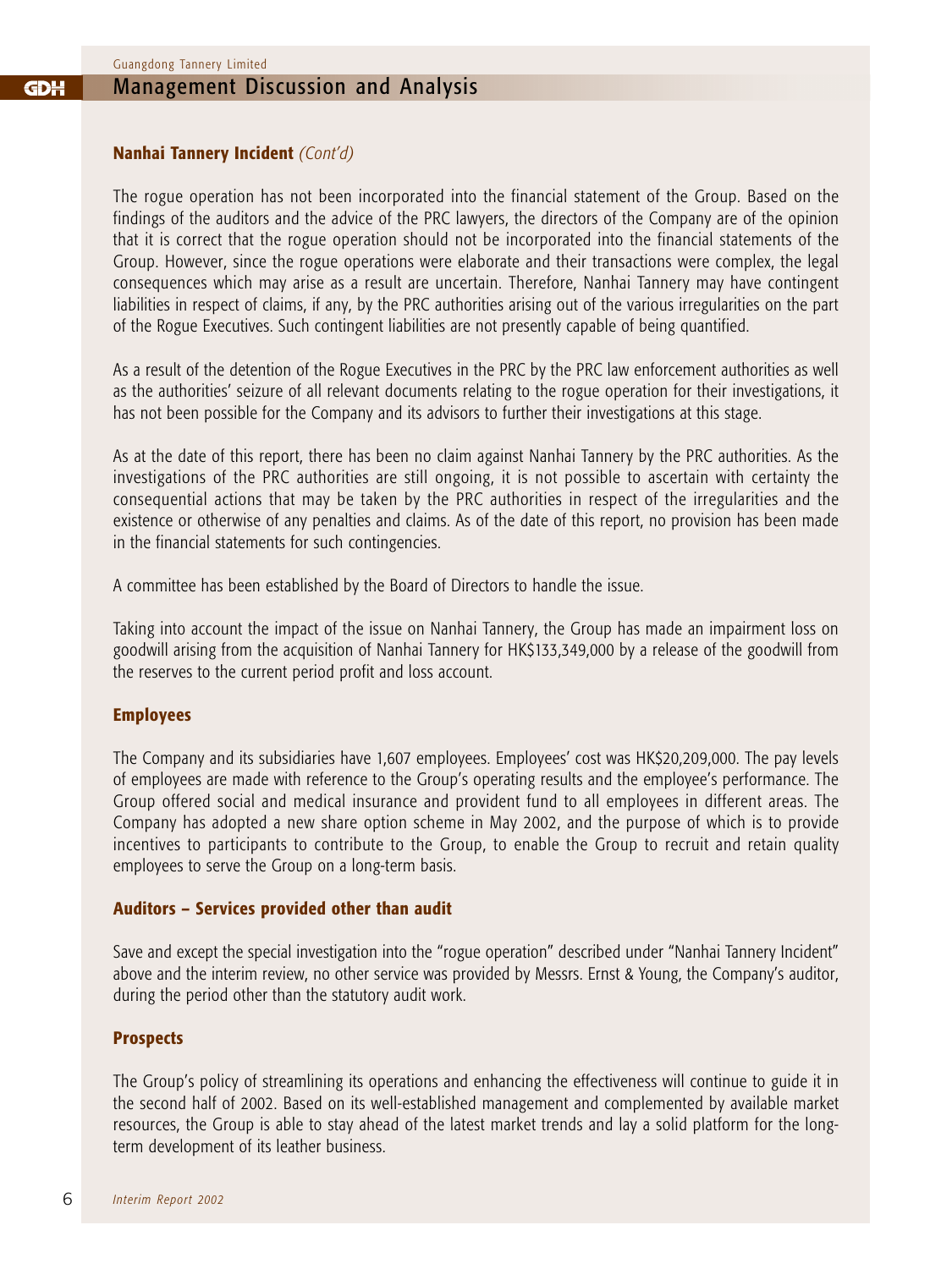## Nanhai Tannery Incident *(Cont'd)*

The rogue operation has not been incorporated into the financial statement of the Group. Based on the findings of the auditors and the advice of the PRC lawyers, the directors of the Company are of the opinion that it is correct that the rogue operation should not be incorporated into the financial statements of the Group. However, since the rogue operations were elaborate and their transactions were complex, the legal consequences which may arise as a result are uncertain. Therefore, Nanhai Tannery may have contingent liabilities in respect of claims, if any, by the PRC authorities arising out of the various irregularities on the part of the Rogue Executives. Such contingent liabilities are not presently capable of being quantified.

As a result of the detention of the Rogue Executives in the PRC by the PRC law enforcement authorities as well as the authorities' seizure of all relevant documents relating to the rogue operation for their investigations, it has not been possible for the Company and its advisors to further their investigations at this stage.

As at the date of this report, there has been no claim against Nanhai Tannery by the PRC authorities. As the investigations of the PRC authorities are still ongoing, it is not possible to ascertain with certainty the consequential actions that may be taken by the PRC authorities in respect of the irregularities and the existence or otherwise of any penalties and claims. As of the date of this report, no provision has been made in the financial statements for such contingencies.

A committee has been established by the Board of Directors to handle the issue.

Taking into account the impact of the issue on Nanhai Tannery, the Group has made an impairment loss on goodwill arising from the acquisition of Nanhai Tannery for HK$133,349,000 by a release of the goodwill from the reserves to the current period profit and loss account.

## Employees

The Company and its subsidiaries have 1,607 employees. Employees' cost was HK$20,209,000. The pay levels of employees are made with reference to the Group's operating results and the employee's performance. The Group offered social and medical insurance and provident fund to all employees in different areas. The Company has adopted a new share option scheme in May 2002, and the purpose of which is to provide incentives to participants to contribute to the Group, to enable the Group to recruit and retain quality employees to serve the Group on a long-term basis.

## Auditors – Services provided other than audit

Save and except the special investigation into the "rogue operation" described under "Nanhai Tannery Incident" above and the interim review, no other service was provided by Messrs. Ernst & Young, the Company's auditor, during the period other than the statutory audit work.

## Prospects

The Group's policy of streamlining its operations and enhancing the effectiveness will continue to guide it in the second half of 2002. Based on its well-established management and complemented by available market resources, the Group is able to stay ahead of the latest market trends and lay a solid platform for the long-term development of its leather business.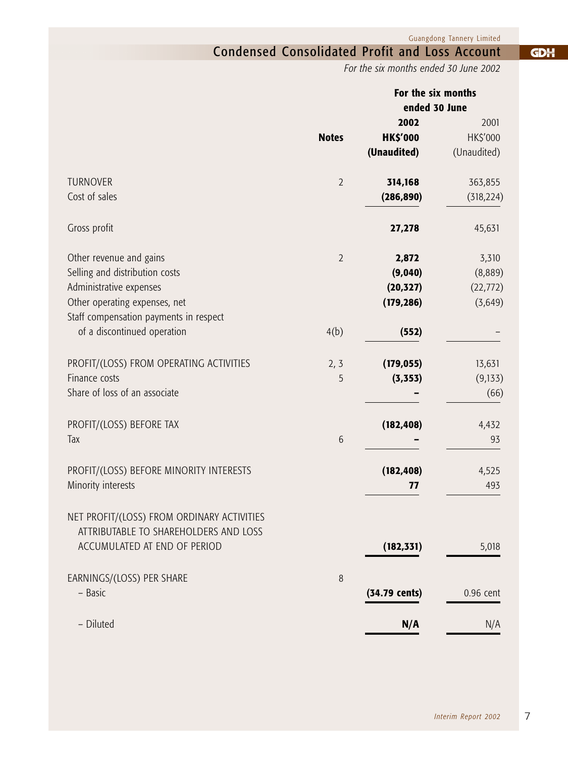## Condensed Consolidated Profit and Loss Account

*For the six months ended 30 June 2002*

| | Notes | For the six months ended 30 June 2002 HK$'000 (Unaudited) | 2001 HK$'000 (Unaudited) |
|---|---|---|---|
| TURNOVER | 2 | **314,168** | 363,855 |
| Cost of sales | | **(286,890)** | (318,224) |
| Gross profit | | **27,278** | 45,631 |
| Other revenue and gains | 2 | **2,872** | 3,310 |
| Selling and distribution costs | | **(9,040)** | (8,889) |
| Administrative expenses | | **(20,327)** | (22,772) |
| Other operating expenses, net | | **(179,286)** | (3,649) |
| Staff compensation payments in respect of a discontinued operation | 4(b) | **(552)** | – |
| PROFIT/(LOSS) FROM OPERATING ACTIVITIES | 2, 3 | **(179,055)** | 13,631 |
| Finance costs | 5 | **(3,353)** | (9,133) |
| Share of loss of an associate | | **–** | (66) |
| PROFIT/(LOSS) BEFORE TAX | | **(182,408)** | 4,432 |
| Tax | 6 | **–** | 93 |
| PROFIT/(LOSS) BEFORE MINORITY INTERESTS | | **(182,408)** | 4,525 |
| Minority interests | | **77** | 493 |
| NET PROFIT/(LOSS) FROM ORDINARY ACTIVITIES ATTRIBUTABLE TO SHAREHOLDERS AND LOSS ACCUMULATED AT END OF PERIOD | | **(182,331)** | 5,018 |
| EARNINGS/(LOSS) PER SHARE | 8 | | |
| – Basic | | **(34.79 cents)** | 0.96 cent |
| – Diluted | | **N/A** | N/A |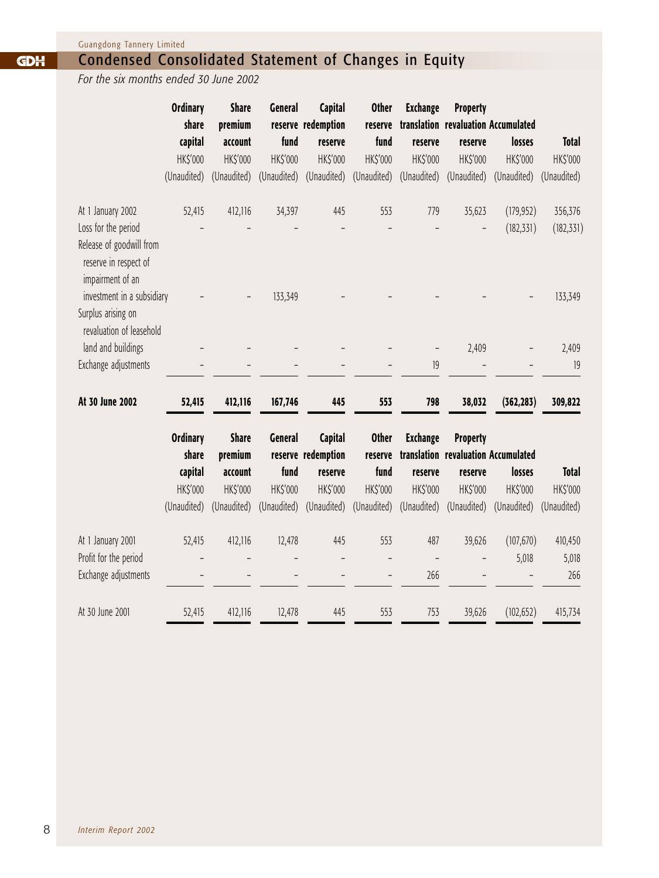## Condensed Consolidated Statement of Changes in Equity

*For the six months ended 30 June 2002*

| | Ordinary share capital HK$'000 (Unaudited) | Share premium account HK$'000 (Unaudited) | General reserve fund HK$'000 (Unaudited) | Capital redemption reserve HK$'000 (Unaudited) | Other reserve fund HK$'000 (Unaudited) | Exchange translation reserve HK$'000 (Unaudited) | Property revaluation reserve HK$'000 (Unaudited) | Accumulated losses HK$'000 (Unaudited) | Total HK$'000 (Unaudited) |
|---|---|---|---|---|---|---|---|---|---|
| At 1 January 2002 | 52,415 | 412,116 | 34,397 | 445 | 553 | 779 | 35,623 | (179,952) | 356,376 |
| Loss for the period | – | – | – | – | – | – | – | (182,331) | (182,331) |
| Release of goodwill from reserve in respect of impairment of an investment in a subsidiary | – | – | 133,349 | – | – | – | – | – | 133,349 |
| Surplus arising on revaluation of leasehold land and buildings | – | – | – | – | – | – | 2,409 | – | 2,409 |
| Exchange adjustments | – | – | – | – | – | 19 | – | – | 19 |
| **At 30 June 2002** | **52,415** | **412,116** | **167,746** | **445** | **553** | **798** | **38,032** | **(362,283)** | **309,822** |

| | Ordinary share capital HK$'000 (Unaudited) | Share premium account HK$'000 (Unaudited) | General reserve fund HK$'000 (Unaudited) | Capital redemption reserve HK$'000 (Unaudited) | Other reserve fund HK$'000 (Unaudited) | Exchange translation reserve HK$'000 (Unaudited) | Property revaluation reserve HK$'000 (Unaudited) | Accumulated losses HK$'000 (Unaudited) | Total HK$'000 (Unaudited) |
|---|---|---|---|---|---|---|---|---|---|
| At 1 January 2001 | 52,415 | 412,116 | 12,478 | 445 | 553 | 487 | 39,626 | (107,670) | 410,450 |
| Profit for the period | – | – | – | – | – | – | – | 5,018 | 5,018 |
| Exchange adjustments | – | – | – | – | – | 266 | – | – | 266 |
| At 30 June 2001 | 52,415 | 412,116 | 12,478 | 445 | 553 | 753 | 39,626 | (102,652) | 415,734 |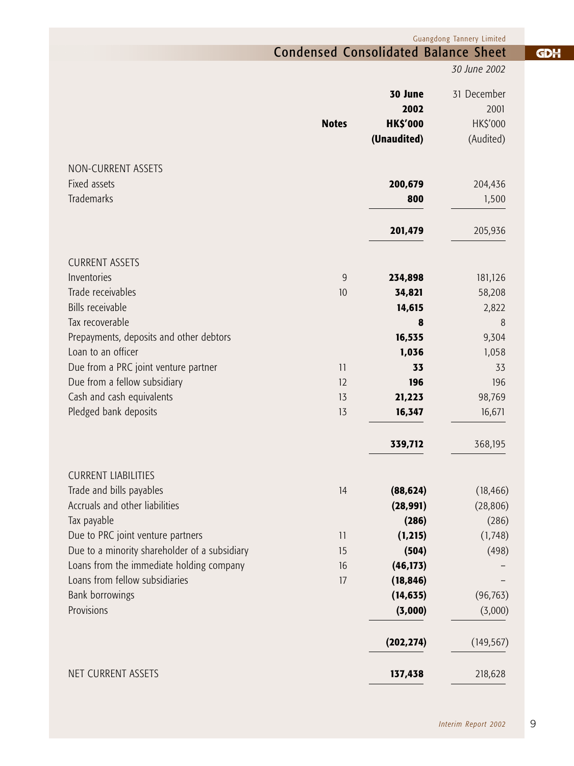## Condensed Consolidated Balance Sheet

*30 June 2002*

| | Notes | 30 June 2002 HK$'000 (Unaudited) | 31 December 2001 HK$'000 (Audited) |
|---|---|---|---|
| NON-CURRENT ASSETS | | | |
| Fixed assets | | **200,679** | 204,436 |
| Trademarks | | **800** | 1,500 |
| | | **201,479** | 205,936 |
| CURRENT ASSETS | | | |
| Inventories | 9 | **234,898** | 181,126 |
| Trade receivables | 10 | **34,821** | 58,208 |
| Bills receivable | | **14,615** | 2,822 |
| Tax recoverable | | **8** | 8 |
| Prepayments, deposits and other debtors | | **16,535** | 9,304 |
| Loan to an officer | | **1,036** | 1,058 |
| Due from a PRC joint venture partner | 11 | **33** | 33 |
| Due from a fellow subsidiary | 12 | **196** | 196 |
| Cash and cash equivalents | 13 | **21,223** | 98,769 |
| Pledged bank deposits | 13 | **16,347** | 16,671 |
| | | **339,712** | 368,195 |
| CURRENT LIABILITIES | | | |
| Trade and bills payables | 14 | **(88,624)** | (18,466) |
| Accruals and other liabilities | | **(28,991)** | (28,806) |
| Tax payable | | **(286)** | (286) |
| Due to PRC joint venture partners | 11 | **(1,215)** | (1,748) |
| Due to a minority shareholder of a subsidiary | 15 | **(504)** | (498) |
| Loans from the immediate holding company | 16 | **(46,173)** | – |
| Loans from fellow subsidiaries | 17 | **(18,846)** | – |
| Bank borrowings | | **(14,635)** | (96,763) |
| Provisions | | **(3,000)** | (3,000) |
| | | **(202,274)** | (149,567) |
| NET CURRENT ASSETS | | **137,438** | 218,628 |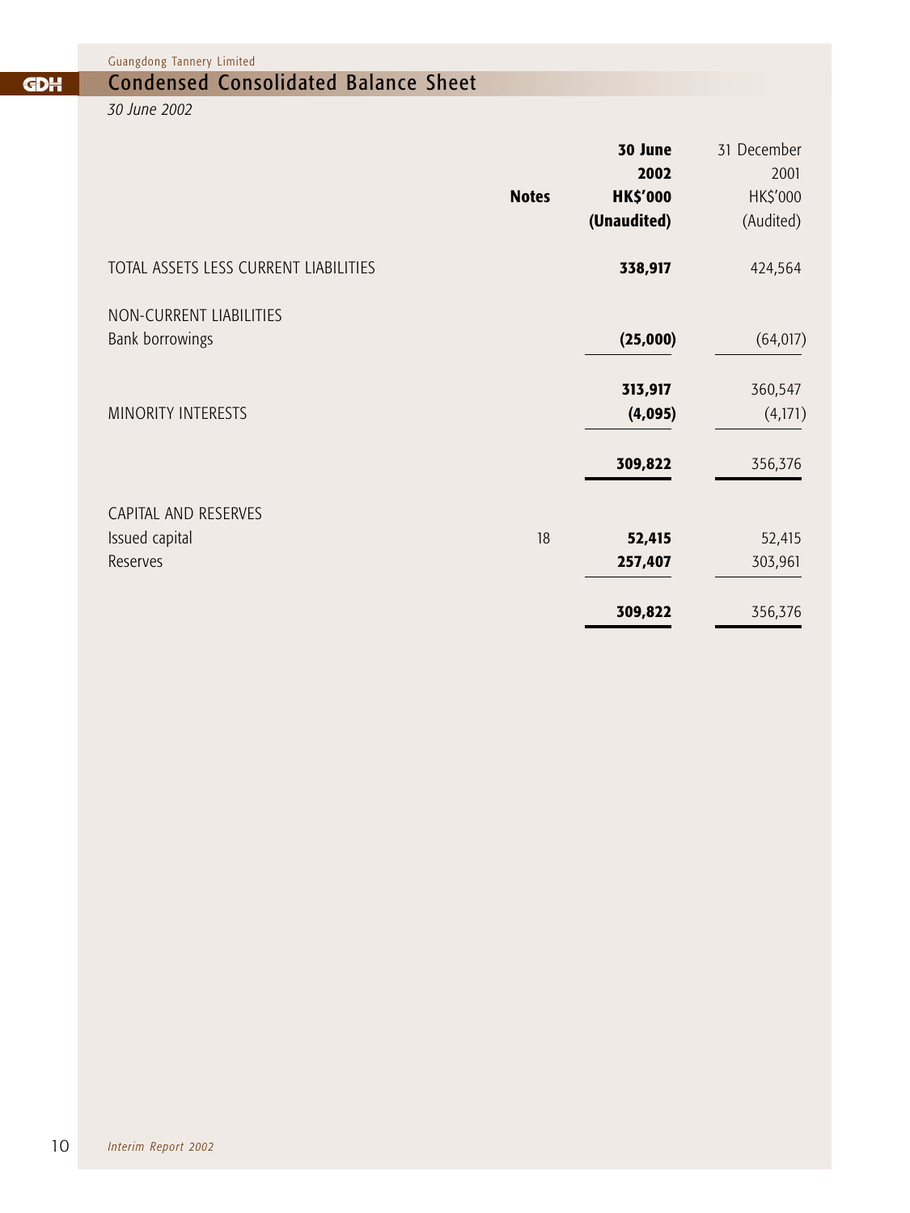## Condensed Consolidated Balance Sheet

*30 June 2002*

| | Notes | 30 June 2002 HK$'000 (Unaudited) | 31 December 2001 HK$'000 (Audited) |
|---|---|---|---|
| TOTAL ASSETS LESS CURRENT LIABILITIES | | **338,917** | 424,564 |
| NON-CURRENT LIABILITIES | | | |
| Bank borrowings | | **(25,000)** | (64,017) |
| | | **313,917** | 360,547 |
| MINORITY INTERESTS | | **(4,095)** | (4,171) |
| | | **309,822** | 356,376 |
| CAPITAL AND RESERVES | | | |
| Issued capital | 18 | **52,415** | 52,415 |
| Reserves | | **257,407** | 303,961 |
| | | **309,822** | 356,376 |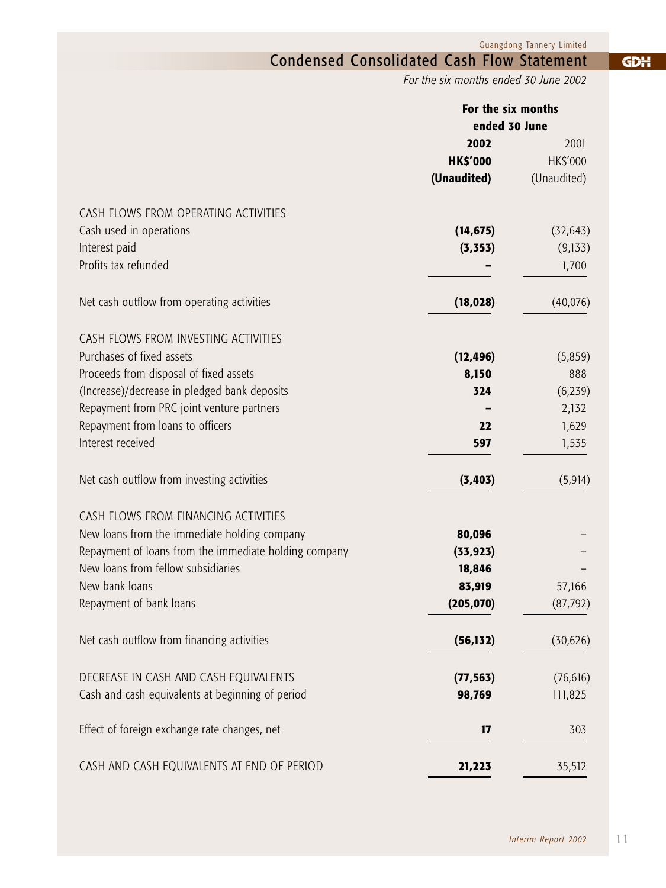# Condensed Consolidated Cash Flow Statement

*For the six months ended 30 June 2002*

| | For the six months ended 30 June | |
|---|---|---|
| | **2002** | 2001 |
| | **HK$'000** | HK$'000 |
| | **(Unaudited)** | (Unaudited) |
| CASH FLOWS FROM OPERATING ACTIVITIES | | |
| Cash used in operations | **(14,675)** | (32,643) |
| Interest paid | **(3,353)** | (9,133) |
| Profits tax refunded | **–** | 1,700 |
| Net cash outflow from operating activities | **(18,028)** | (40,076) |
| CASH FLOWS FROM INVESTING ACTIVITIES | | |
| Purchases of fixed assets | **(12,496)** | (5,859) |
| Proceeds from disposal of fixed assets | **8,150** | 888 |
| (Increase)/decrease in pledged bank deposits | **324** | (6,239) |
| Repayment from PRC joint venture partners | **–** | 2,132 |
| Repayment from loans to officers | **22** | 1,629 |
| Interest received | **597** | 1,535 |
| Net cash outflow from investing activities | **(3,403)** | (5,914) |
| CASH FLOWS FROM FINANCING ACTIVITIES | | |
| New loans from the immediate holding company | **80,096** | – |
| Repayment of loans from the immediate holding company | **(33,923)** | – |
| New loans from fellow subsidiaries | **18,846** | – |
| New bank loans | **83,919** | 57,166 |
| Repayment of bank loans | **(205,070)** | (87,792) |
| Net cash outflow from financing activities | **(56,132)** | (30,626) |
| DECREASE IN CASH AND CASH EQUIVALENTS | **(77,563)** | (76,616) |
| Cash and cash equivalents at beginning of period | **98,769** | 111,825 |
| Effect of foreign exchange rate changes, net | **17** | 303 |
| CASH AND CASH EQUIVALENTS AT END OF PERIOD | **21,223** | 35,512 |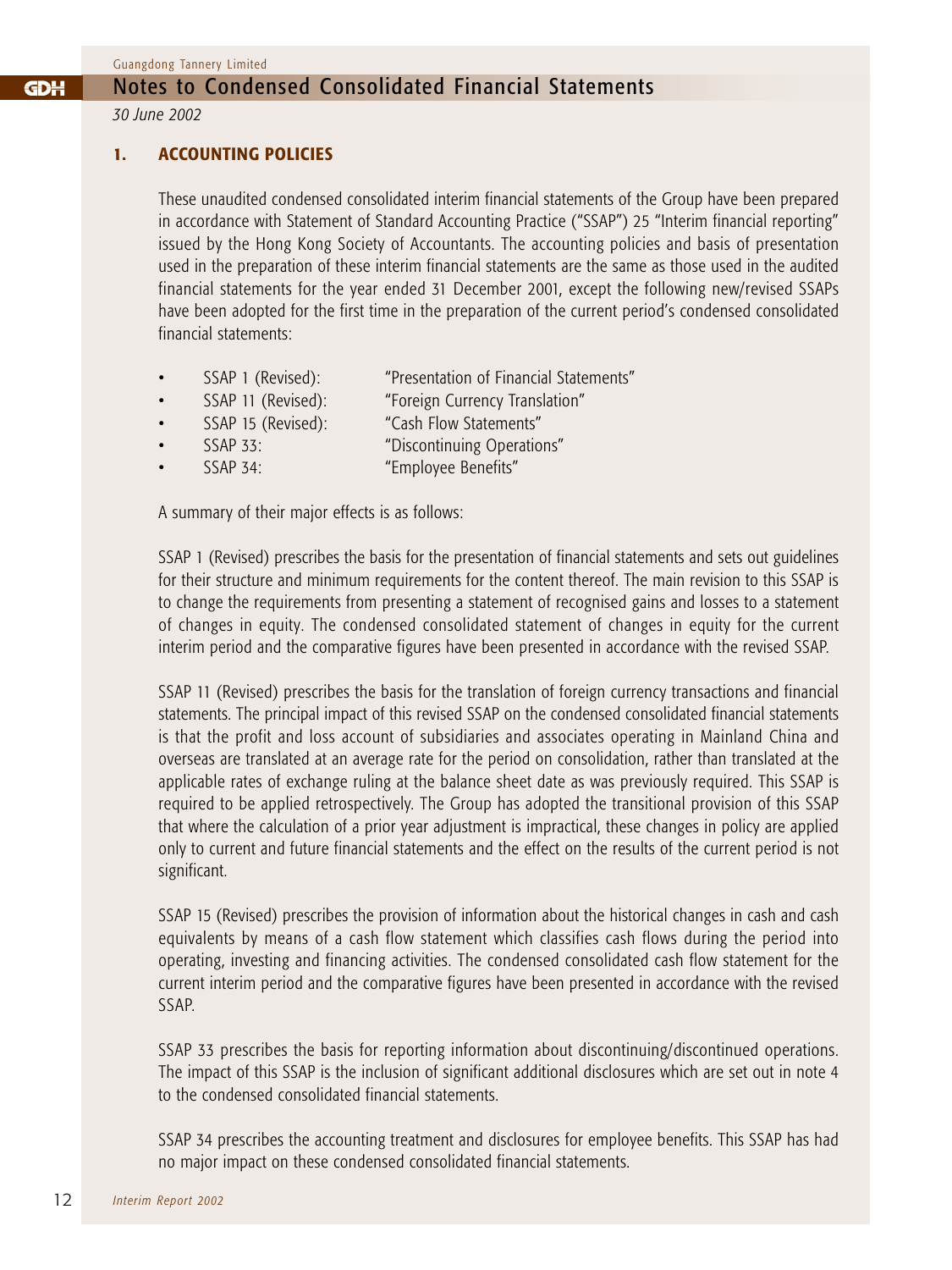# Notes to Condensed Consolidated Financial Statements

*30 June 2002*

## 1. ACCOUNTING POLICIES

These unaudited condensed consolidated interim financial statements of the Group have been prepared in accordance with Statement of Standard Accounting Practice ("SSAP") 25 "Interim financial reporting" issued by the Hong Kong Society of Accountants. The accounting policies and basis of presentation used in the preparation of these interim financial statements are the same as those used in the audited financial statements for the year ended 31 December 2001, except the following new/revised SSAPs have been adopted for the first time in the preparation of the current period's condensed consolidated financial statements:

- SSAP 1 (Revised): "Presentation of Financial Statements"
- SSAP 11 (Revised): "Foreign Currency Translation"
- SSAP 15 (Revised): "Cash Flow Statements"
- SSAP 33: "Discontinuing Operations"
- SSAP 34: "Employee Benefits"

A summary of their major effects is as follows:

SSAP 1 (Revised) prescribes the basis for the presentation of financial statements and sets out guidelines for their structure and minimum requirements for the content thereof. The main revision to this SSAP is to change the requirements from presenting a statement of recognised gains and losses to a statement of changes in equity. The condensed consolidated statement of changes in equity for the current interim period and the comparative figures have been presented in accordance with the revised SSAP.

SSAP 11 (Revised) prescribes the basis for the translation of foreign currency transactions and financial statements. The principal impact of this revised SSAP on the condensed consolidated financial statements is that the profit and loss account of subsidiaries and associates operating in Mainland China and overseas are translated at an average rate for the period on consolidation, rather than translated at the applicable rates of exchange ruling at the balance sheet date as was previously required. This SSAP is required to be applied retrospectively. The Group has adopted the transitional provision of this SSAP that where the calculation of a prior year adjustment is impractical, these changes in policy are applied only to current and future financial statements and the effect on the results of the current period is not significant.

SSAP 15 (Revised) prescribes the provision of information about the historical changes in cash and cash equivalents by means of a cash flow statement which classifies cash flows during the period into operating, investing and financing activities. The condensed consolidated cash flow statement for the current interim period and the comparative figures have been presented in accordance with the revised SSAP.

SSAP 33 prescribes the basis for reporting information about discontinuing/discontinued operations. The impact of this SSAP is the inclusion of significant additional disclosures which are set out in note 4 to the condensed consolidated financial statements.

SSAP 34 prescribes the accounting treatment and disclosures for employee benefits. This SSAP has had no major impact on these condensed consolidated financial statements.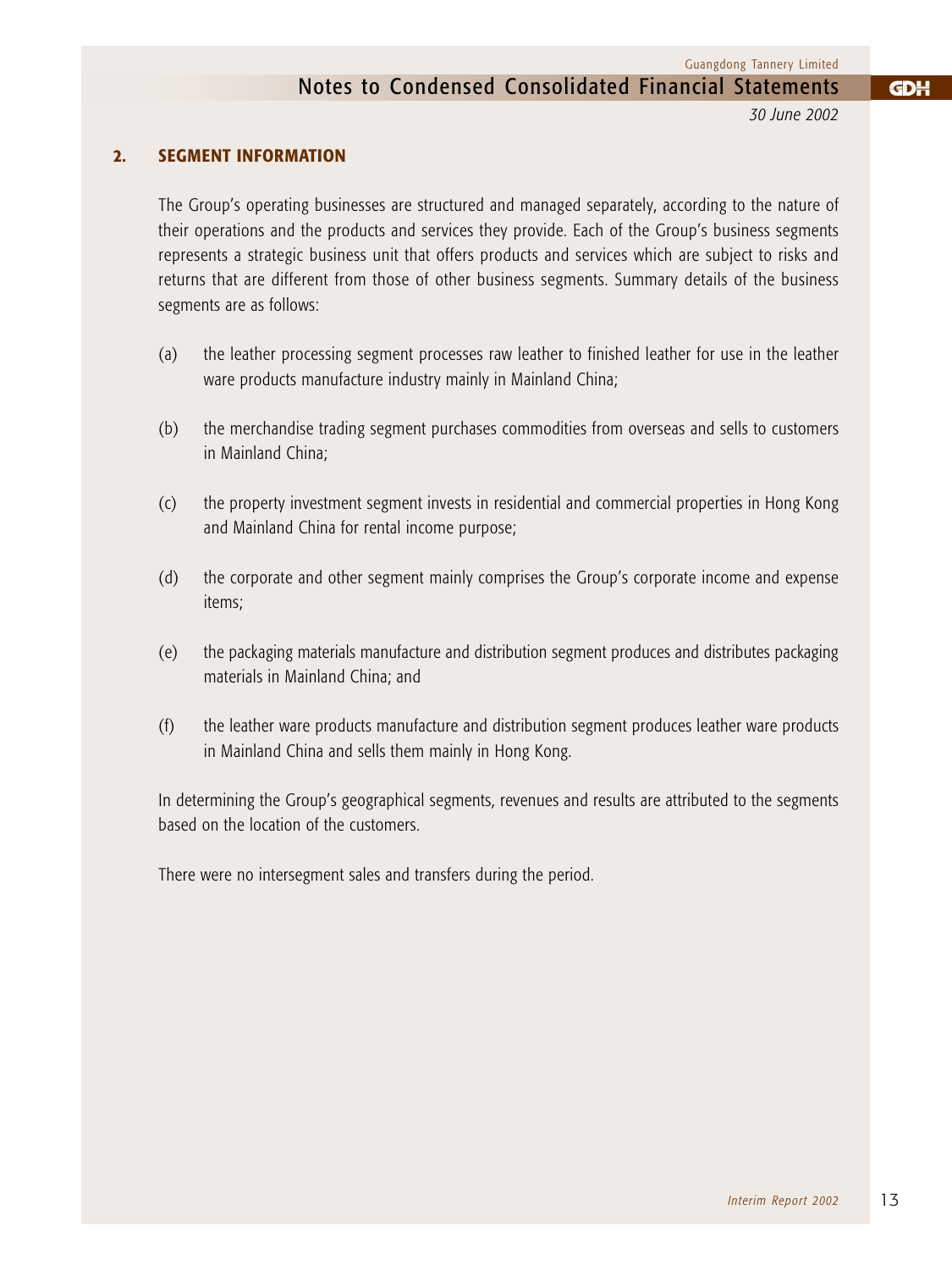## 2. SEGMENT INFORMATION

The Group's operating businesses are structured and managed separately, according to the nature of their operations and the products and services they provide. Each of the Group's business segments represents a strategic business unit that offers products and services which are subject to risks and returns that are different from those of other business segments. Summary details of the business segments are as follows:

(a) the leather processing segment processes raw leather to finished leather for use in the leather ware products manufacture industry mainly in Mainland China;

(b) the merchandise trading segment purchases commodities from overseas and sells to customers in Mainland China;

(c) the property investment segment invests in residential and commercial properties in Hong Kong and Mainland China for rental income purpose;

(d) the corporate and other segment mainly comprises the Group's corporate income and expense items;

(e) the packaging materials manufacture and distribution segment produces and distributes packaging materials in Mainland China; and

(f) the leather ware products manufacture and distribution segment produces leather ware products in Mainland China and sells them mainly in Hong Kong.

In determining the Group's geographical segments, revenues and results are attributed to the segments based on the location of the customers.

There were no intersegment sales and transfers during the period.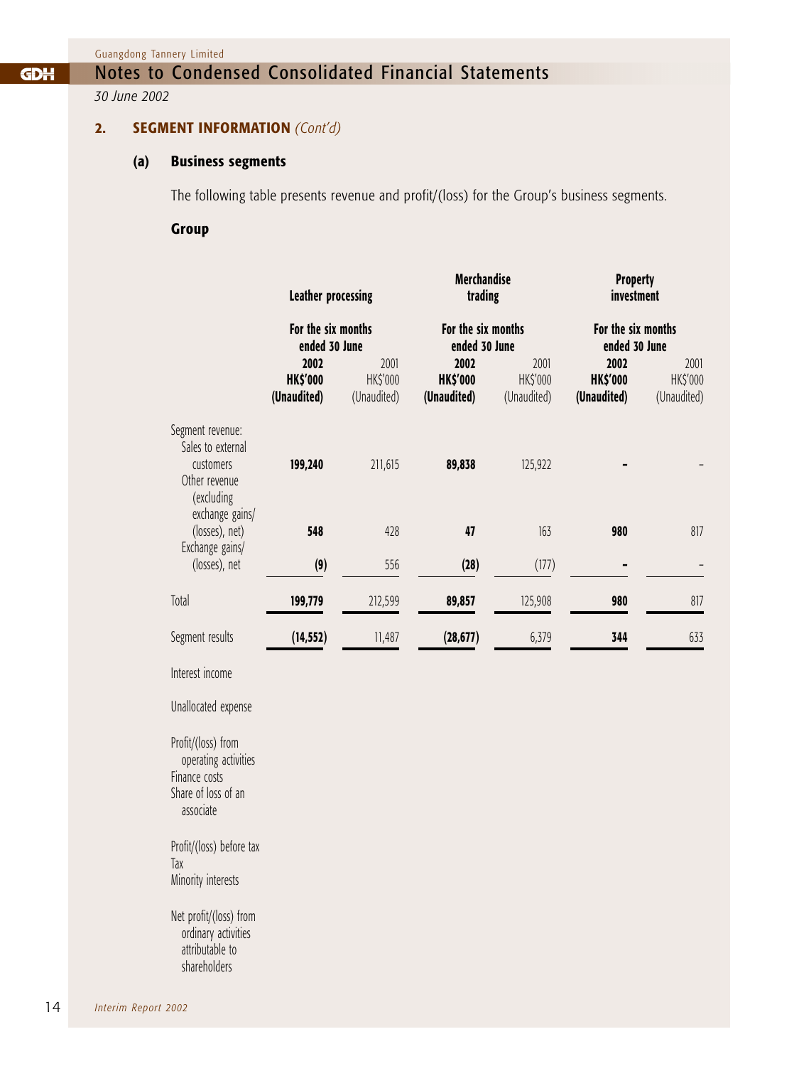# Notes to Condensed Consolidated Financial Statements

*30 June 2002*

## 2. SEGMENT INFORMATION *(Cont'd)*

### (a) Business segments

The following table presents revenue and profit/(loss) for the Group's business segments.

**Group**

| | Leather processing | | Merchandise trading | | Property investment | |
|---|---|---|---|---|---|---|
| | For the six months ended 30 June | | For the six months ended 30 June | | For the six months ended 30 June | |
| | **2002 HK$'000 (Unaudited)** | 2001 HK$'000 (Unaudited) | **2002 HK$'000 (Unaudited)** | 2001 HK$'000 (Unaudited) | **2002 HK$'000 (Unaudited)** | 2001 HK$'000 (Unaudited) |
| Segment revenue: | | | | | | |
| Sales to external customers | **199,240** | 211,615 | **89,838** | 125,922 | **–** | – |
| Other revenue (excluding exchange gains/(losses), net) | **548** | 428 | **47** | 163 | **980** | 817 |
| Exchange gains/(losses), net | **(9)** | 556 | **(28)** | (177) | **–** | – |
| Total | **199,779** | 212,599 | **89,857** | 125,908 | **980** | 817 |
| Segment results | **(14,552)** | 11,487 | **(28,677)** | 6,379 | **344** | 633 |
| Interest income | | | | | | |
| Unallocated expense | | | | | | |
| Profit/(loss) from operating activities | | | | | | |
| Finance costs | | | | | | |
| Share of loss of an associate | | | | | | |
| Profit/(loss) before tax | | | | | | |
| Tax | | | | | | |
| Minority interests | | | | | | |
| Net profit/(loss) from ordinary activities attributable to shareholders | | | | | | |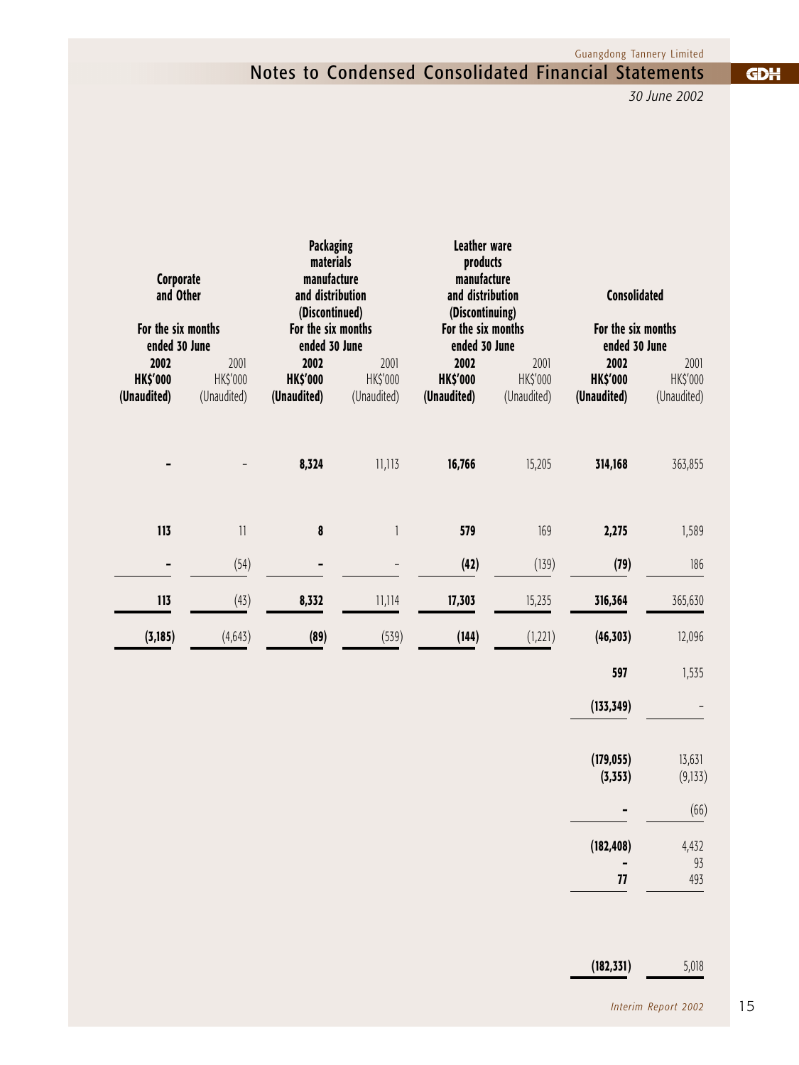# Notes to Condensed Consolidated Financial Statements

*30 June 2002*

| Corporate and Other | | Packaging materials manufacture and distribution (Discontinued) | | Leather ware products manufacture and distribution (Discontinuing) | | Consolidated | |
|---|---|---|---|---|---|---|---|
| For the six months ended 30 June | | For the six months ended 30 June | | For the six months ended 30 June | | For the six months ended 30 June | |
| **2002** | 2001 | **2002** | 2001 | **2002** | 2001 | **2002** | 2001 |
| **HK$'000** | HK$'000 | **HK$'000** | HK$'000 | **HK$'000** | HK$'000 | **HK$'000** | HK$'000 |
| **(Unaudited)** | (Unaudited) | **(Unaudited)** | (Unaudited) | **(Unaudited)** | (Unaudited) | **(Unaudited)** | (Unaudited) |
| **–** | – | **8,324** | 11,113 | **16,766** | 15,205 | **314,168** | 363,855 |
| **113** | 11 | **8** | 1 | **579** | 169 | **2,275** | 1,589 |
| **–** | (54) | **–** | – | **(42)** | (139) | **(79)** | 186 |
| **113** | (43) | **8,332** | 11,114 | **17,303** | 15,235 | **316,364** | 365,630 |
| **(3,185)** | (4,643) | **(89)** | (539) | **(144)** | (1,221) | **(46,303)** | 12,096 |
| | | | | | | **597** | 1,535 |
| | | | | | | **(133,349)** | – |
| | | | | | | **(179,055)** | 13,631 |
| | | | | | | **(3,353)** | (9,133) |
| | | | | | | **–** | (66) |
| | | | | | | **(182,408)** | 4,432 |
| | | | | | | **–** | 93 |
| | | | | | | **77** | 493 |
| | | | | | | **(182,331)** | 5,018 |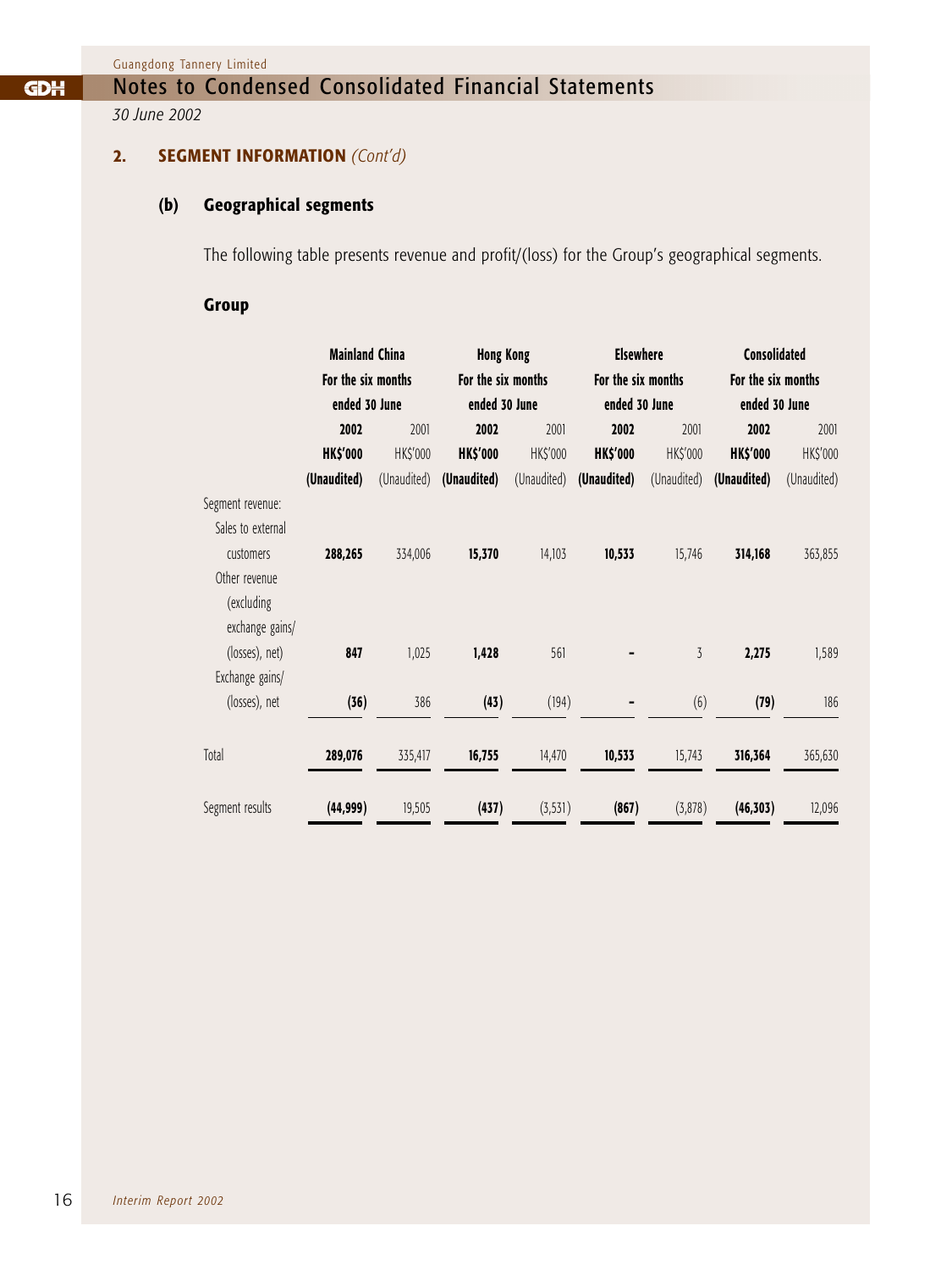## 2. SEGMENT INFORMATION *(Cont'd)*

### (b) Geographical segments

The following table presents revenue and profit/(loss) for the Group's geographical segments.

**Group**

| | Mainland China For the six months ended 30 June | | Hong Kong For the six months ended 30 June | | Elsewhere For the six months ended 30 June | | Consolidated For the six months ended 30 June | |
|---|---|---|---|---|---|---|---|---|
| | **2002** | 2001 | **2002** | 2001 | **2002** | 2001 | **2002** | 2001 |
| | **HK$'000** | HK$'000 | **HK$'000** | HK$'000 | **HK$'000** | HK$'000 | **HK$'000** | HK$'000 |
| | **(Unaudited)** | (Unaudited) | **(Unaudited)** | (Unaudited) | **(Unaudited)** | (Unaudited) | **(Unaudited)** | (Unaudited) |
| Segment revenue: | | | | | | | | |
| Sales to external customers | **288,265** | 334,006 | **15,370** | 14,103 | **10,533** | 15,746 | **314,168** | 363,855 |
| Other revenue (excluding exchange gains/ (losses), net) | **847** | 1,025 | **1,428** | 561 | **-** | 3 | **2,275** | 1,589 |
| Exchange gains/ (losses), net | **(36)** | 386 | **(43)** | (194) | **-** | (6) | **(79)** | 186 |
| Total | **289,076** | 335,417 | **16,755** | 14,470 | **10,533** | 15,743 | **316,364** | 365,630 |
| Segment results | **(44,999)** | 19,505 | **(437)** | (3,531) | **(867)** | (3,878) | **(46,303)** | 12,096 |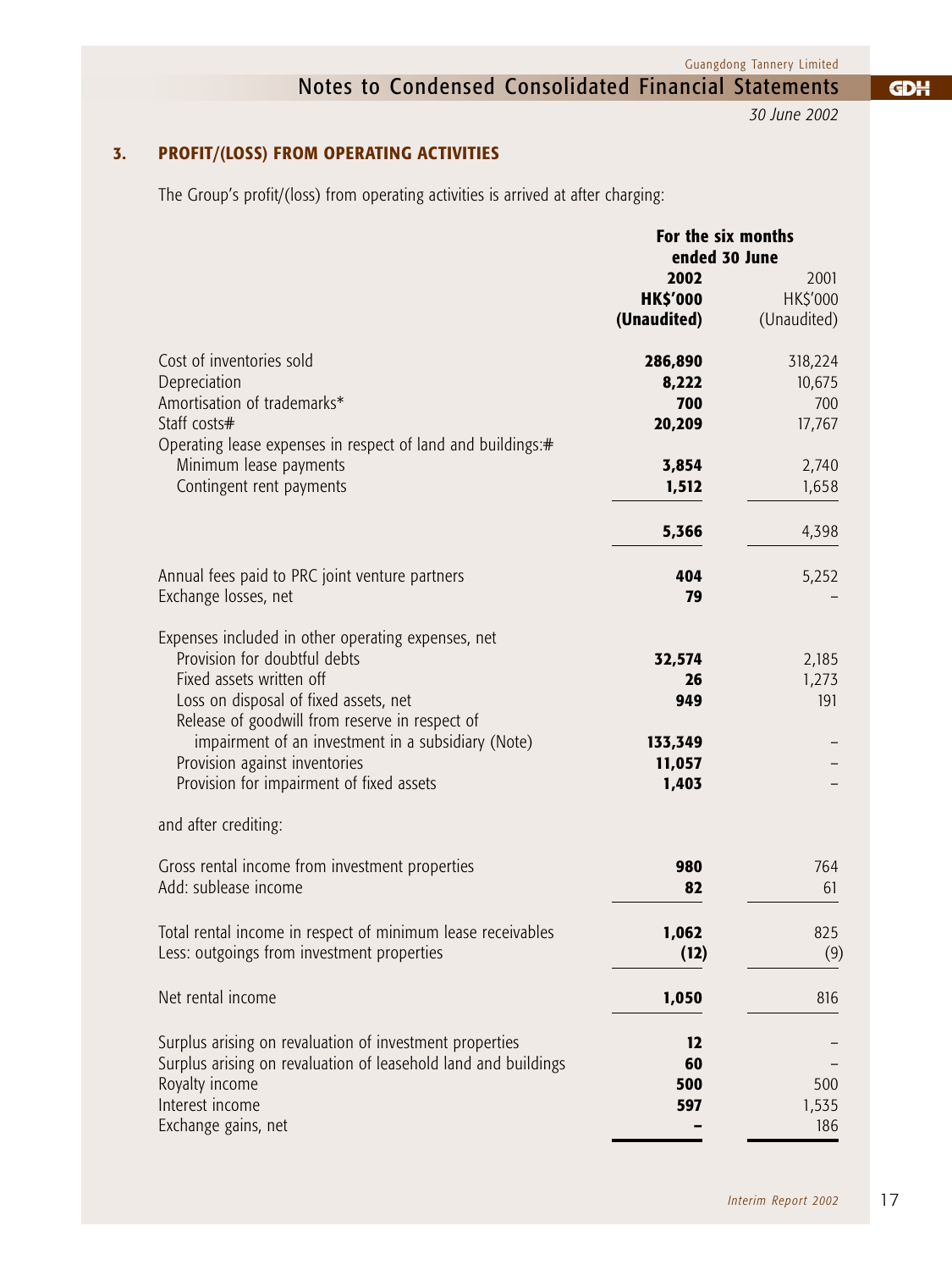## 3. PROFIT/(LOSS) FROM OPERATING ACTIVITIES

The Group's profit/(loss) from operating activities is arrived at after charging:

| | For the six months ended 30 June | |
|---|---|---|
| | **2002** | 2001 |
| | **HK$'000** | HK$'000 |
| | **(Unaudited)** | (Unaudited) |
| Cost of inventories sold | **286,890** | 318,224 |
| Depreciation | **8,222** | 10,675 |
| Amortisation of trademarks* | **700** | 700 |
| Staff costs# | **20,209** | 17,767 |
| Operating lease expenses in respect of land and buildings:# | | |
| Minimum lease payments | **3,854** | 2,740 |
| Contingent rent payments | **1,512** | 1,658 |
| | **5,366** | 4,398 |
| Annual fees paid to PRC joint venture partners | **404** | 5,252 |
| Exchange losses, net | **79** | – |
| Expenses included in other operating expenses, net | | |
| Provision for doubtful debts | **32,574** | 2,185 |
| Fixed assets written off | **26** | 1,273 |
| Loss on disposal of fixed assets, net | **949** | 191 |
| Release of goodwill from reserve in respect of impairment of an investment in a subsidiary (Note) | **133,349** | – |
| Provision against inventories | **11,057** | – |
| Provision for impairment of fixed assets | **1,403** | – |
| and after crediting: | | |
| Gross rental income from investment properties | **980** | 764 |
| Add: sublease income | **82** | 61 |
| Total rental income in respect of minimum lease receivables | **1,062** | 825 |
| Less: outgoings from investment properties | **(12)** | (9) |
| Net rental income | **1,050** | 816 |
| Surplus arising on revaluation of investment properties | **12** | – |
| Surplus arising on revaluation of leasehold land and buildings | **60** | – |
| Royalty income | **500** | 500 |
| Interest income | **597** | 1,535 |
| Exchange gains, net | **–** | 186 |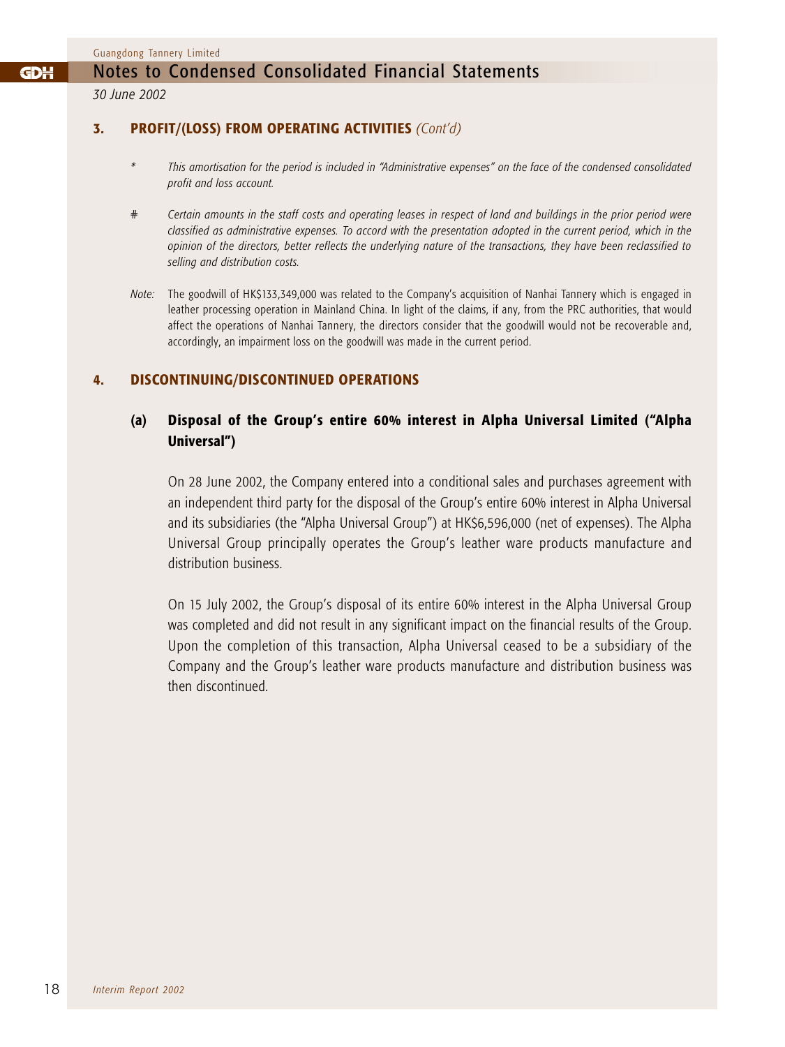## 3. PROFIT/(LOSS) FROM OPERATING ACTIVITIES *(Cont'd)*

\* *This amortisation for the period is included in "Administrative expenses" on the face of the condensed consolidated profit and loss account.*

\# *Certain amounts in the staff costs and operating leases in respect of land and buildings in the prior period were classified as administrative expenses. To accord with the presentation adopted in the current period, which in the opinion of the directors, better reflects the underlying nature of the transactions, they have been reclassified to selling and distribution costs.*

*Note:* The goodwill of HK$133,349,000 was related to the Company's acquisition of Nanhai Tannery which is engaged in leather processing operation in Mainland China. In light of the claims, if any, from the PRC authorities, that would affect the operations of Nanhai Tannery, the directors consider that the goodwill would not be recoverable and, accordingly, an impairment loss on the goodwill was made in the current period.

## 4. DISCONTINUING/DISCONTINUED OPERATIONS

### (a) Disposal of the Group's entire 60% interest in Alpha Universal Limited ("Alpha Universal")

On 28 June 2002, the Company entered into a conditional sales and purchases agreement with an independent third party for the disposal of the Group's entire 60% interest in Alpha Universal and its subsidiaries (the "Alpha Universal Group") at HK$6,596,000 (net of expenses). The Alpha Universal Group principally operates the Group's leather ware products manufacture and distribution business.

On 15 July 2002, the Group's disposal of its entire 60% interest in the Alpha Universal Group was completed and did not result in any significant impact on the financial results of the Group. Upon the completion of this transaction, Alpha Universal ceased to be a subsidiary of the Company and the Group's leather ware products manufacture and distribution business was then discontinued.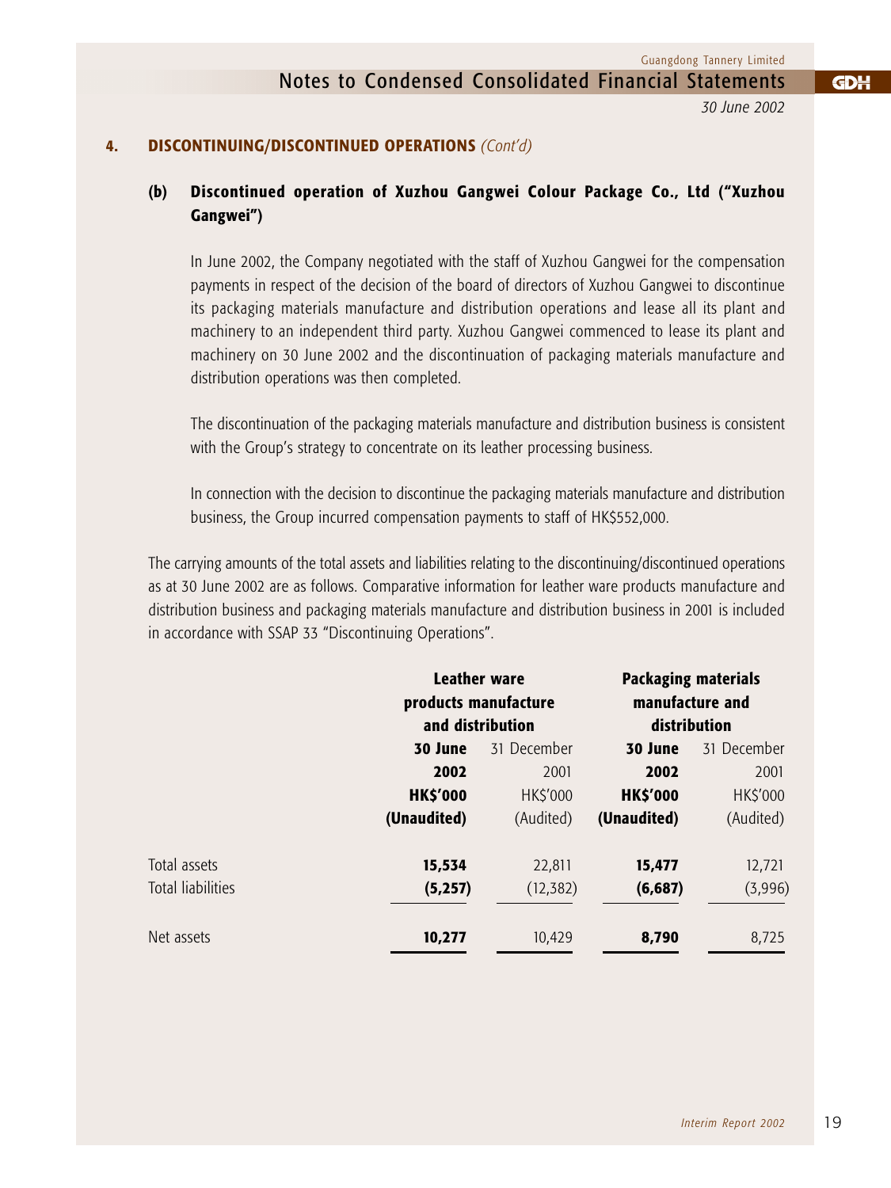## 4. DISCONTINUING/DISCONTINUED OPERATIONS *(Cont'd)*

### (b) Discontinued operation of Xuzhou Gangwei Colour Package Co., Ltd ("Xuzhou Gangwei")

In June 2002, the Company negotiated with the staff of Xuzhou Gangwei for the compensation payments in respect of the decision of the board of directors of Xuzhou Gangwei to discontinue its packaging materials manufacture and distribution operations and lease all its plant and machinery to an independent third party. Xuzhou Gangwei commenced to lease its plant and machinery on 30 June 2002 and the discontinuation of packaging materials manufacture and distribution operations was then completed.

The discontinuation of the packaging materials manufacture and distribution business is consistent with the Group's strategy to concentrate on its leather processing business.

In connection with the decision to discontinue the packaging materials manufacture and distribution business, the Group incurred compensation payments to staff of HK$552,000.

The carrying amounts of the total assets and liabilities relating to the discontinuing/discontinued operations as at 30 June 2002 are as follows. Comparative information for leather ware products manufacture and distribution business and packaging materials manufacture and distribution business in 2001 is included in accordance with SSAP 33 "Discontinuing Operations".

| | **Leather ware products manufacture and distribution** | | **Packaging materials manufacture and distribution** | |
|---|---|---|---|---|
| | **30 June 2002** | 31 December 2001 | **30 June 2002** | 31 December 2001 |
| | **HK$'000** | HK$'000 | **HK$'000** | HK$'000 |
| | **(Unaudited)** | (Audited) | **(Unaudited)** | (Audited) |
| Total assets | **15,534** | 22,811 | **15,477** | 12,721 |
| Total liabilities | **(5,257)** | (12,382) | **(6,687)** | (3,996) |
| Net assets | **10,277** | 10,429 | **8,790** | 8,725 |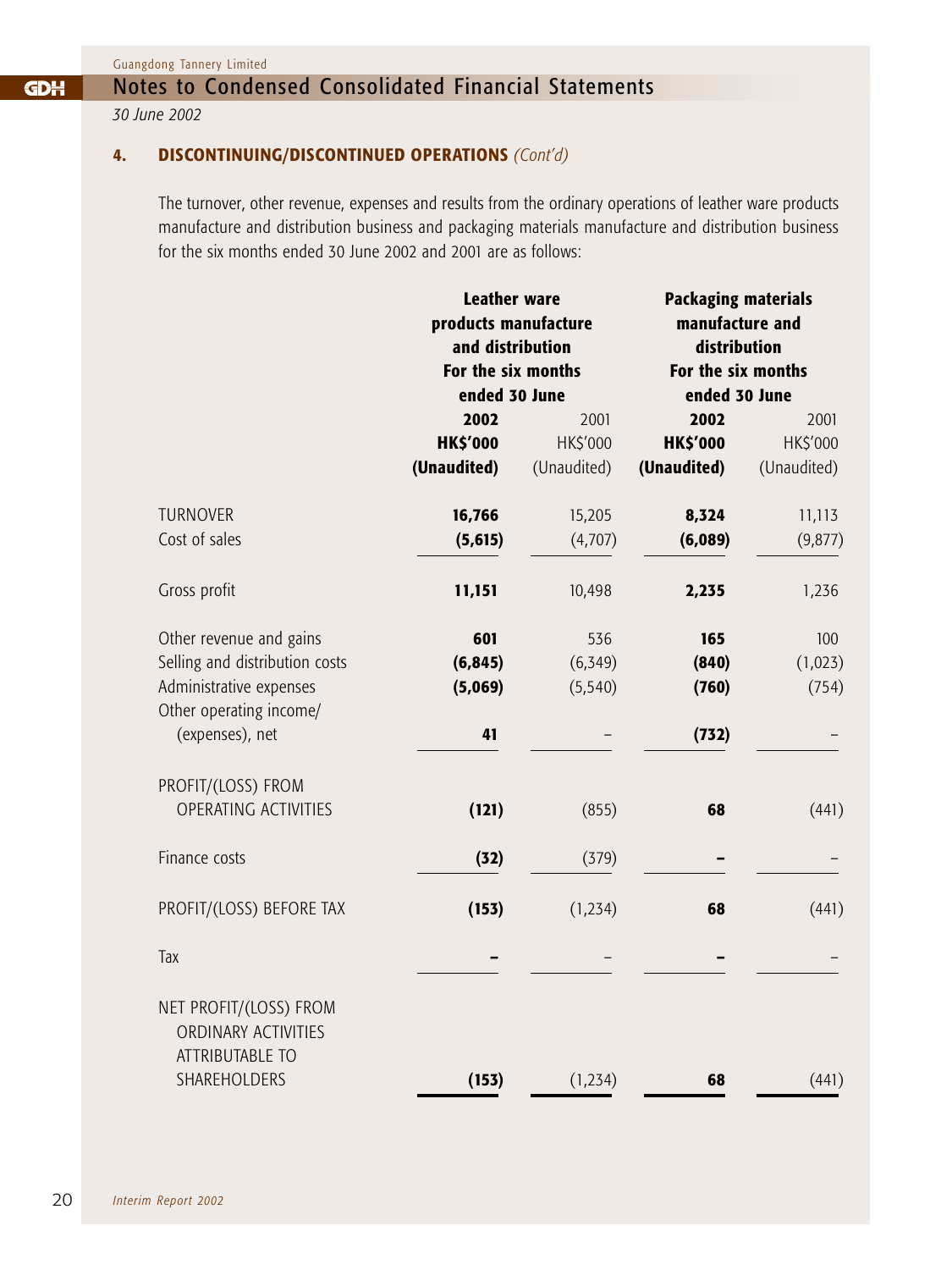## 4. DISCONTINUING/DISCONTINUED OPERATIONS *(Cont'd)*

The turnover, other revenue, expenses and results from the ordinary operations of leather ware products manufacture and distribution business and packaging materials manufacture and distribution business for the six months ended 30 June 2002 and 2001 are as follows:

| | **Leather ware products manufacture and distribution For the six months ended 30 June** | | **Packaging materials manufacture and distribution For the six months ended 30 June** | |
|---|---|---|---|---|
| | **2002** | 2001 | **2002** | 2001 |
| | **HK$'000** | HK$'000 | **HK$'000** | HK$'000 |
| | **(Unaudited)** | (Unaudited) | **(Unaudited)** | (Unaudited) |
| TURNOVER | **16,766** | 15,205 | **8,324** | 11,113 |
| Cost of sales | **(5,615)** | (4,707) | **(6,089)** | (9,877) |
| Gross profit | **11,151** | 10,498 | **2,235** | 1,236 |
| Other revenue and gains | **601** | 536 | **165** | 100 |
| Selling and distribution costs | **(6,845)** | (6,349) | **(840)** | (1,023) |
| Administrative expenses | **(5,069)** | (5,540) | **(760)** | (754) |
| Other operating income/ (expenses), net | **41** | – | **(732)** | – |
| PROFIT/(LOSS) FROM OPERATING ACTIVITIES | **(121)** | (855) | **68** | (441) |
| Finance costs | **(32)** | (379) | **–** | – |
| PROFIT/(LOSS) BEFORE TAX | **(153)** | (1,234) | **68** | (441) |
| Tax | **–** | – | **–** | – |
| NET PROFIT/(LOSS) FROM ORDINARY ACTIVITIES ATTRIBUTABLE TO SHAREHOLDERS | **(153)** | (1,234) | **68** | (441) |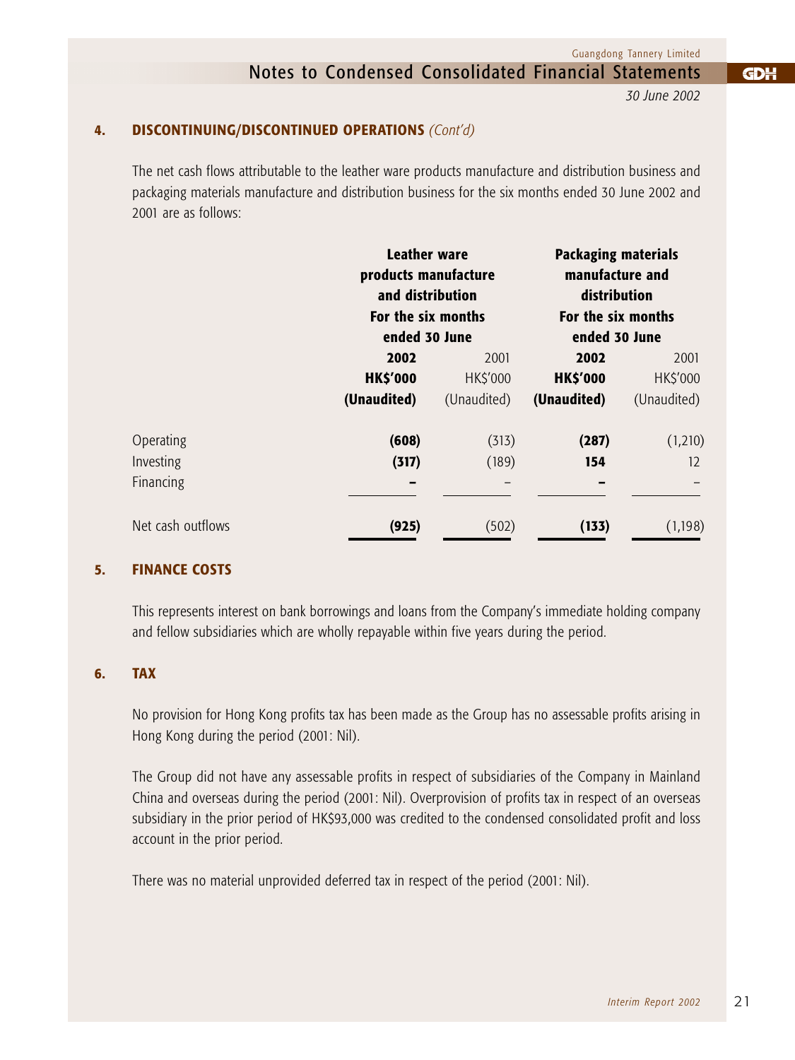## 4. DISCONTINUING/DISCONTINUED OPERATIONS *(Cont'd)*

The net cash flows attributable to the leather ware products manufacture and distribution business and packaging materials manufacture and distribution business for the six months ended 30 June 2002 and 2001 are as follows:

| | **Leather ware products manufacture and distribution For the six months ended 30 June** | | **Packaging materials manufacture and distribution For the six months ended 30 June** | |
|---|---|---|---|---|
| | **2002** | 2001 | **2002** | 2001 |
| | **HK$'000** | HK$'000 | **HK$'000** | HK$'000 |
| | **(Unaudited)** | (Unaudited) | **(Unaudited)** | (Unaudited) |
| Operating | **(608)** | (313) | **(287)** | (1,210) |
| Investing | **(317)** | (189) | **154** | 12 |
| Financing | **–** | – | **–** | – |
| Net cash outflows | **(925)** | (502) | **(133)** | (1,198) |

## 5. FINANCE COSTS

This represents interest on bank borrowings and loans from the Company's immediate holding company and fellow subsidiaries which are wholly repayable within five years during the period.

## 6. TAX

No provision for Hong Kong profits tax has been made as the Group has no assessable profits arising in Hong Kong during the period (2001: Nil).

The Group did not have any assessable profits in respect of subsidiaries of the Company in Mainland China and overseas during the period (2001: Nil). Overprovision of profits tax in respect of an overseas subsidiary in the prior period of HK$93,000 was credited to the condensed consolidated profit and loss account in the prior period.

There was no material unprovided deferred tax in respect of the period (2001: Nil).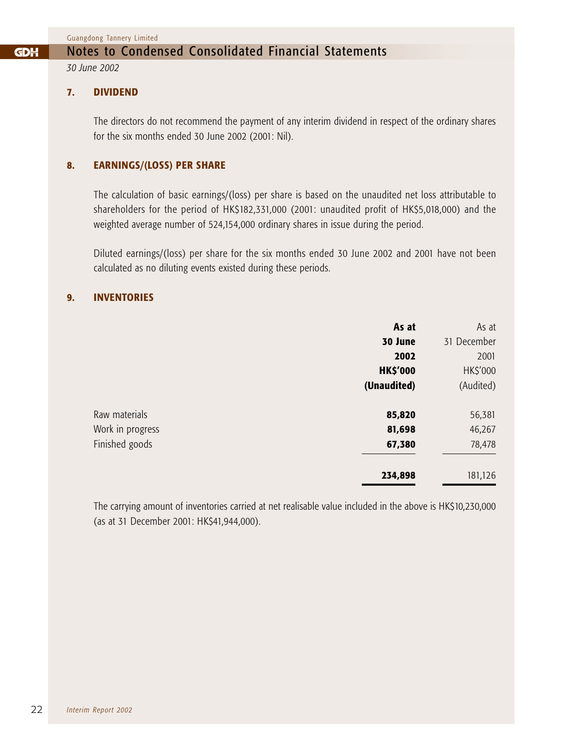## Notes to Condensed Consolidated Financial Statements

*30 June 2002*

### 7. DIVIDEND

The directors do not recommend the payment of any interim dividend in respect of the ordinary shares for the six months ended 30 June 2002 (2001: Nil).

### 8. EARNINGS/(LOSS) PER SHARE

The calculation of basic earnings/(loss) per share is based on the unaudited net loss attributable to shareholders for the period of HK$182,331,000 (2001: unaudited profit of HK$5,018,000) and the weighted average number of 524,154,000 ordinary shares in issue during the period.

Diluted earnings/(loss) per share for the six months ended 30 June 2002 and 2001 have not been calculated as no diluting events existed during these periods.

### 9. INVENTORIES

| | **As at 30 June 2002 HK$'000 (Unaudited)** | As at 31 December 2001 HK$'000 (Audited) |
|---|---|---|
| Raw materials | **85,820** | 56,381 |
| Work in progress | **81,698** | 46,267 |
| Finished goods | **67,380** | 78,478 |
| | **234,898** | 181,126 |

The carrying amount of inventories carried at net realisable value included in the above is HK$10,230,000 (as at 31 December 2001: HK$41,944,000).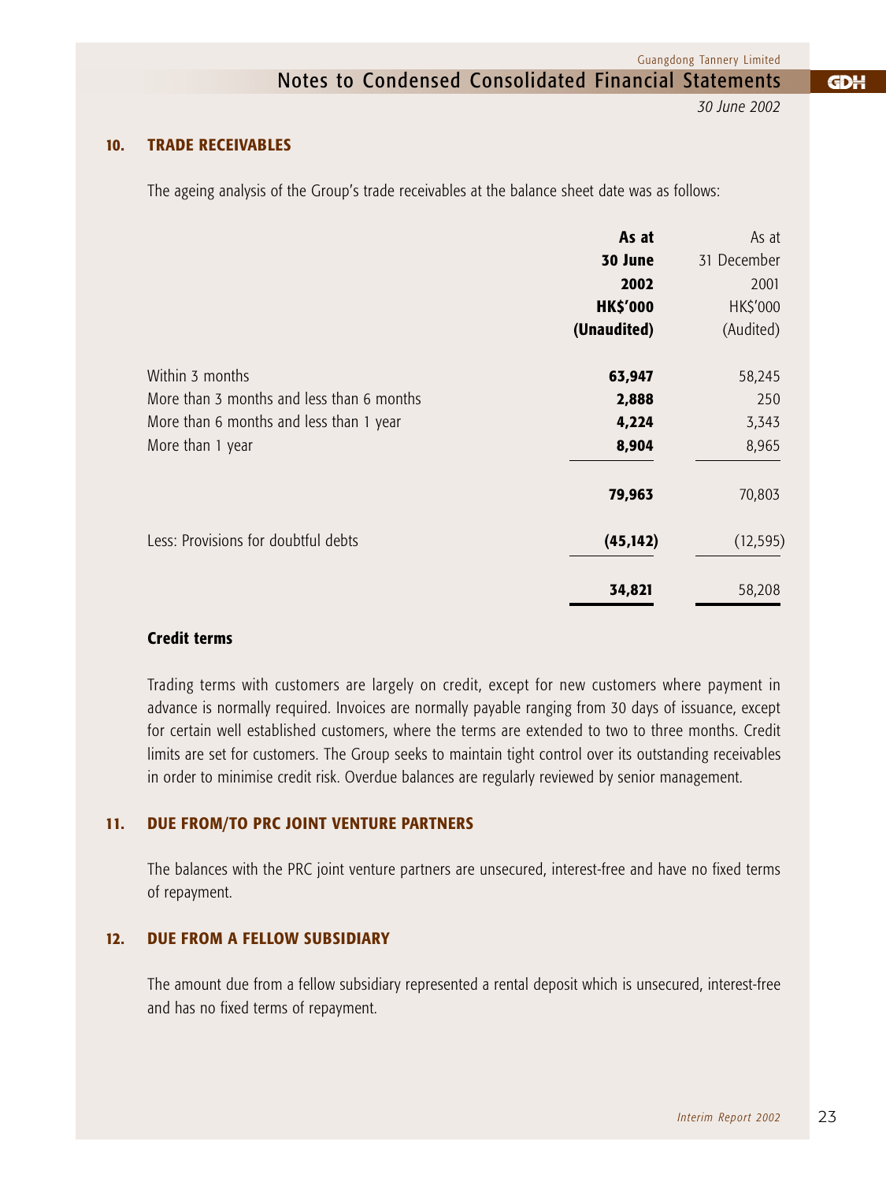## 10. TRADE RECEIVABLES

The ageing analysis of the Group's trade receivables at the balance sheet date was as follows:

| | **As at 30 June 2002 HK$'000 (Unaudited)** | As at 31 December 2001 HK$'000 (Audited) |
|---|---|---|
| Within 3 months | **63,947** | 58,245 |
| More than 3 months and less than 6 months | **2,888** | 250 |
| More than 6 months and less than 1 year | **4,224** | 3,343 |
| More than 1 year | **8,904** | 8,965 |
| | **79,963** | 70,803 |
| Less: Provisions for doubtful debts | **(45,142)** | (12,595) |
| | **34,821** | 58,208 |

### Credit terms

Trading terms with customers are largely on credit, except for new customers where payment in advance is normally required. Invoices are normally payable ranging from 30 days of issuance, except for certain well established customers, where the terms are extended to two to three months. Credit limits are set for customers. The Group seeks to maintain tight control over its outstanding receivables in order to minimise credit risk. Overdue balances are regularly reviewed by senior management.

## 11. DUE FROM/TO PRC JOINT VENTURE PARTNERS

The balances with the PRC joint venture partners are unsecured, interest-free and have no fixed terms of repayment.

## 12. DUE FROM A FELLOW SUBSIDIARY

The amount due from a fellow subsidiary represented a rental deposit which is unsecured, interest-free and has no fixed terms of repayment.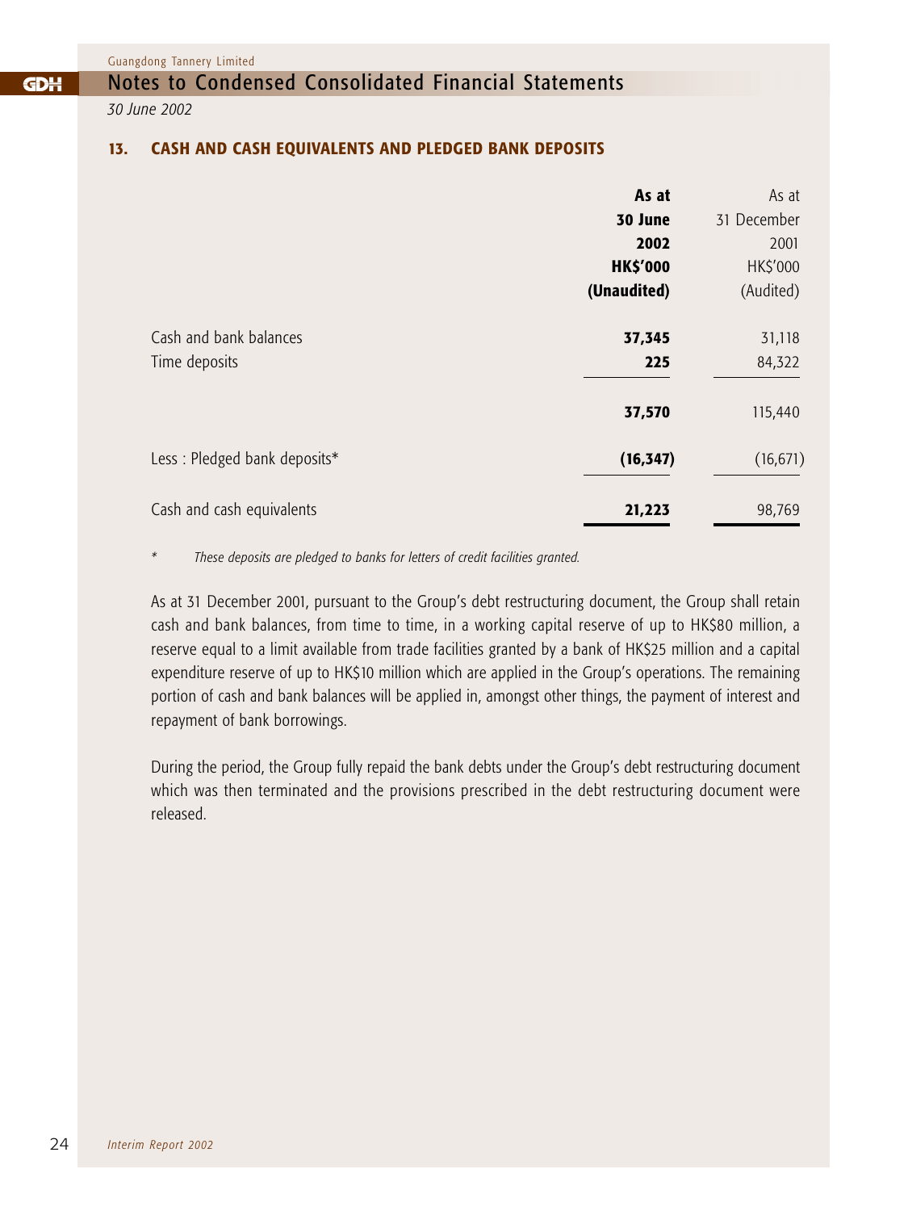## 13. CASH AND CASH EQUIVALENTS AND PLEDGED BANK DEPOSITS

| | **As at 30 June 2002 HK$'000 (Unaudited)** | As at 31 December 2001 HK$'000 (Audited) |
|---|---|---|
| Cash and bank balances | **37,345** | 31,118 |
| Time deposits | **225** | 84,322 |
| | **37,570** | 115,440 |
| Less : Pledged bank deposits* | **(16,347)** | (16,671) |
| Cash and cash equivalents | **21,223** | 98,769 |

\* *These deposits are pledged to banks for letters of credit facilities granted.*

As at 31 December 2001, pursuant to the Group's debt restructuring document, the Group shall retain cash and bank balances, from time to time, in a working capital reserve of up to HK$80 million, a reserve equal to a limit available from trade facilities granted by a bank of HK$25 million and a capital expenditure reserve of up to HK$10 million which are applied in the Group's operations. The remaining portion of cash and bank balances will be applied in, amongst other things, the payment of interest and repayment of bank borrowings.

During the period, the Group fully repaid the bank debts under the Group's debt restructuring document which was then terminated and the provisions prescribed in the debt restructuring document were released.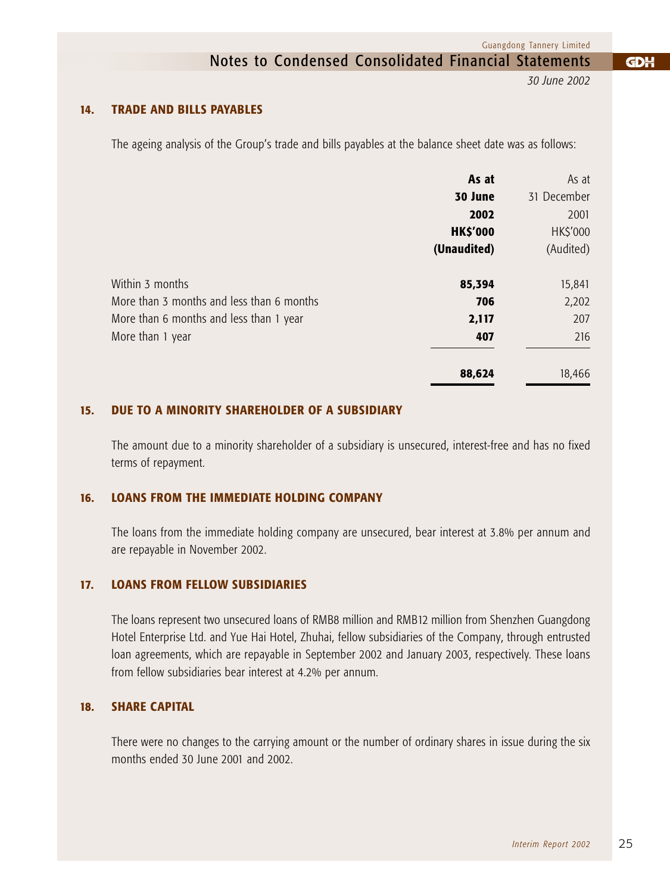## 14. TRADE AND BILLS PAYABLES

The ageing analysis of the Group's trade and bills payables at the balance sheet date was as follows:

| | **As at 30 June 2002 HK$'000 (Unaudited)** | As at 31 December 2001 HK$'000 (Audited) |
|---|---|---|
| Within 3 months | **85,394** | 15,841 |
| More than 3 months and less than 6 months | **706** | 2,202 |
| More than 6 months and less than 1 year | **2,117** | 207 |
| More than 1 year | **407** | 216 |
| | **88,624** | 18,466 |

## 15. DUE TO A MINORITY SHAREHOLDER OF A SUBSIDIARY

The amount due to a minority shareholder of a subsidiary is unsecured, interest-free and has no fixed terms of repayment.

## 16. LOANS FROM THE IMMEDIATE HOLDING COMPANY

The loans from the immediate holding company are unsecured, bear interest at 3.8% per annum and are repayable in November 2002.

## 17. LOANS FROM FELLOW SUBSIDIARIES

The loans represent two unsecured loans of RMB8 million and RMB12 million from Shenzhen Guangdong Hotel Enterprise Ltd. and Yue Hai Hotel, Zhuhai, fellow subsidiaries of the Company, through entrusted loan agreements, which are repayable in September 2002 and January 2003, respectively. These loans from fellow subsidiaries bear interest at 4.2% per annum.

## 18. SHARE CAPITAL

There were no changes to the carrying amount or the number of ordinary shares in issue during the six months ended 30 June 2001 and 2002.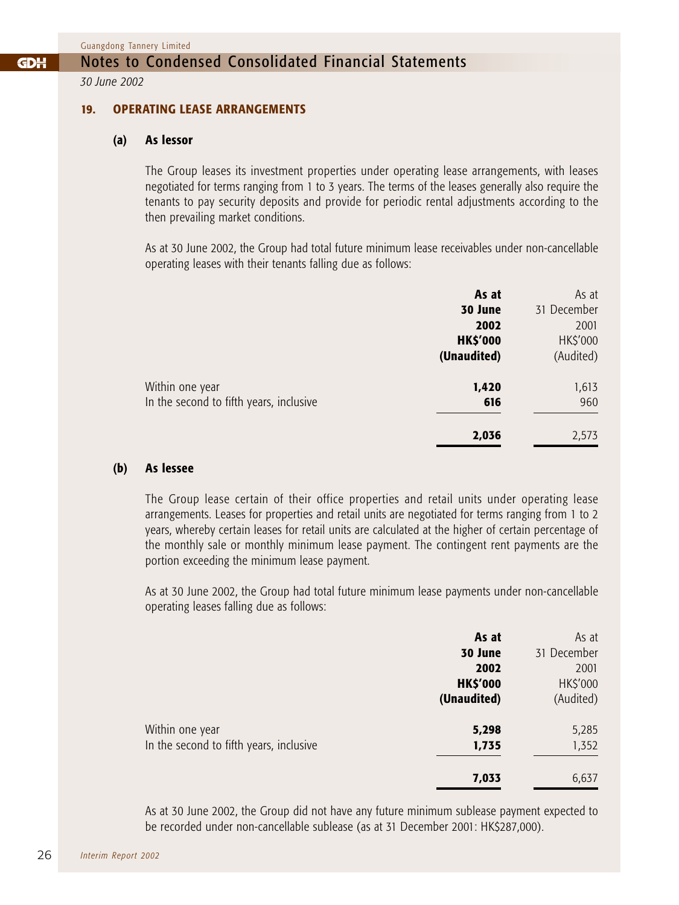## Notes to Condensed Consolidated Financial Statements

*30 June 2002*

### 19. OPERATING LEASE ARRANGEMENTS

#### (a) As lessor

The Group leases its investment properties under operating lease arrangements, with leases negotiated for terms ranging from 1 to 3 years. The terms of the leases generally also require the tenants to pay security deposits and provide for periodic rental adjustments according to the then prevailing market conditions.

As at 30 June 2002, the Group had total future minimum lease receivables under non-cancellable operating leases with their tenants falling due as follows:

| | **As at 30 June 2002 HK$'000 (Unaudited)** | As at 31 December 2001 HK$'000 (Audited) |
|---|---|---|
| Within one year | **1,420** | 1,613 |
| In the second to fifth years, inclusive | **616** | 960 |
| | **2,036** | 2,573 |

#### (b) As lessee

The Group lease certain of their office properties and retail units under operating lease arrangements. Leases for properties and retail units are negotiated for terms ranging from 1 to 2 years, whereby certain leases for retail units are calculated at the higher of certain percentage of the monthly sale or monthly minimum lease payment. The contingent rent payments are the portion exceeding the minimum lease payment.

As at 30 June 2002, the Group had total future minimum lease payments under non-cancellable operating leases falling due as follows:

| | **As at 30 June 2002 HK$'000 (Unaudited)** | As at 31 December 2001 HK$'000 (Audited) |
|---|---|---|
| Within one year | **5,298** | 5,285 |
| In the second to fifth years, inclusive | **1,735** | 1,352 |
| | **7,033** | 6,637 |

As at 30 June 2002, the Group did not have any future minimum sublease payment expected to be recorded under non-cancellable sublease (as at 31 December 2001: HK$287,000).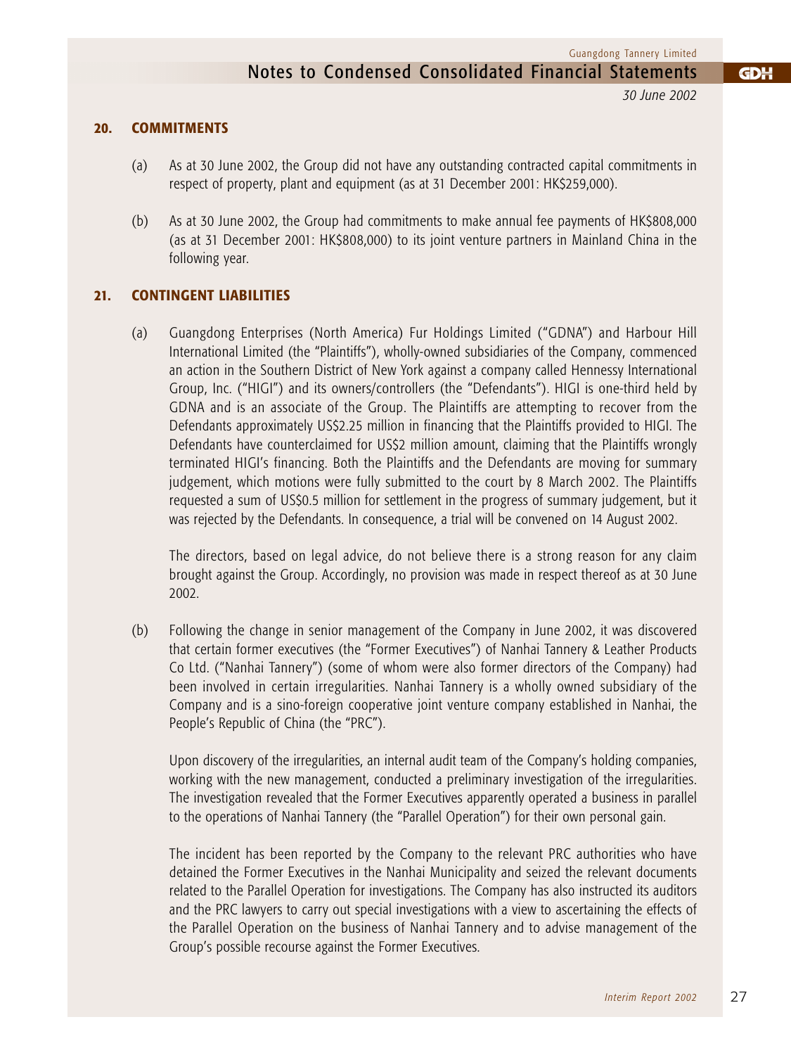## 20. COMMITMENTS

(a) As at 30 June 2002, the Group did not have any outstanding contracted capital commitments in respect of property, plant and equipment (as at 31 December 2001: HK$259,000).

(b) As at 30 June 2002, the Group had commitments to make annual fee payments of HK$808,000 (as at 31 December 2001: HK$808,000) to its joint venture partners in Mainland China in the following year.

## 21. CONTINGENT LIABILITIES

(a) Guangdong Enterprises (North America) Fur Holdings Limited ("GDNA") and Harbour Hill International Limited (the "Plaintiffs"), wholly-owned subsidiaries of the Company, commenced an action in the Southern District of New York against a company called Hennessy International Group, Inc. ("HIGI") and its owners/controllers (the "Defendants"). HIGI is one-third held by GDNA and is an associate of the Group. The Plaintiffs are attempting to recover from the Defendants approximately US$2.25 million in financing that the Plaintiffs provided to HIGI. The Defendants have counterclaimed for US$2 million amount, claiming that the Plaintiffs wrongly terminated HIGI's financing. Both the Plaintiffs and the Defendants are moving for summary judgement, which motions were fully submitted to the court by 8 March 2002. The Plaintiffs requested a sum of US$0.5 million for settlement in the progress of summary judgement, but it was rejected by the Defendants. In consequence, a trial will be convened on 14 August 2002.

The directors, based on legal advice, do not believe there is a strong reason for any claim brought against the Group. Accordingly, no provision was made in respect thereof as at 30 June 2002.

(b) Following the change in senior management of the Company in June 2002, it was discovered that certain former executives (the "Former Executives") of Nanhai Tannery & Leather Products Co Ltd. ("Nanhai Tannery") (some of whom were also former directors of the Company) had been involved in certain irregularities. Nanhai Tannery is a wholly owned subsidiary of the Company and is a sino-foreign cooperative joint venture company established in Nanhai, the People's Republic of China (the "PRC").

Upon discovery of the irregularities, an internal audit team of the Company's holding companies, working with the new management, conducted a preliminary investigation of the irregularities. The investigation revealed that the Former Executives apparently operated a business in parallel to the operations of Nanhai Tannery (the "Parallel Operation") for their own personal gain.

The incident has been reported by the Company to the relevant PRC authorities who have detained the Former Executives in the Nanhai Municipality and seized the relevant documents related to the Parallel Operation for investigations. The Company has also instructed its auditors and the PRC lawyers to carry out special investigations with a view to ascertaining the effects of the Parallel Operation on the business of Nanhai Tannery and to advise management of the Group's possible recourse against the Former Executives.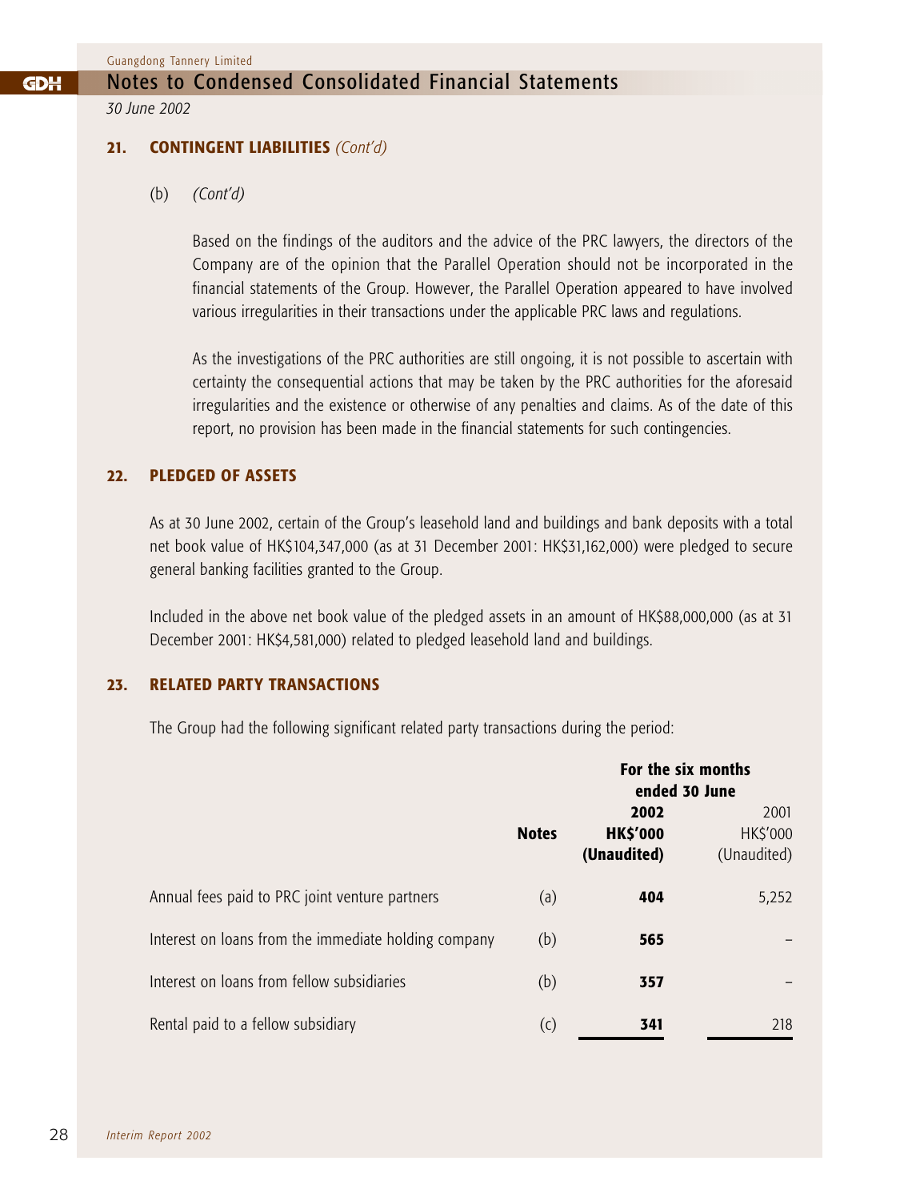## 21. CONTINGENT LIABILITIES *(Cont'd)*

(b) *(Cont'd)*

Based on the findings of the auditors and the advice of the PRC lawyers, the directors of the Company are of the opinion that the Parallel Operation should not be incorporated in the financial statements of the Group. However, the Parallel Operation appeared to have involved various irregularities in their transactions under the applicable PRC laws and regulations.

As the investigations of the PRC authorities are still ongoing, it is not possible to ascertain with certainty the consequential actions that may be taken by the PRC authorities for the aforesaid irregularities and the existence or otherwise of any penalties and claims. As of the date of this report, no provision has been made in the financial statements for such contingencies.

## 22. PLEDGED OF ASSETS

As at 30 June 2002, certain of the Group's leasehold land and buildings and bank deposits with a total net book value of HK$104,347,000 (as at 31 December 2001: HK$31,162,000) were pledged to secure general banking facilities granted to the Group.

Included in the above net book value of the pledged assets in an amount of HK$88,000,000 (as at 31 December 2001: HK$4,581,000) related to pledged leasehold land and buildings.

## 23. RELATED PARTY TRANSACTIONS

The Group had the following significant related party transactions during the period:

| | | For the six months ended 30 June | |
|---|---|---|---|
| | Notes | **2002 HK$'000 (Unaudited)** | 2001 HK$'000 (Unaudited) |
| Annual fees paid to PRC joint venture partners | (a) | **404** | 5,252 |
| Interest on loans from the immediate holding company | (b) | **565** | – |
| Interest on loans from fellow subsidiaries | (b) | **357** | – |
| Rental paid to a fellow subsidiary | (c) | **341** | 218 |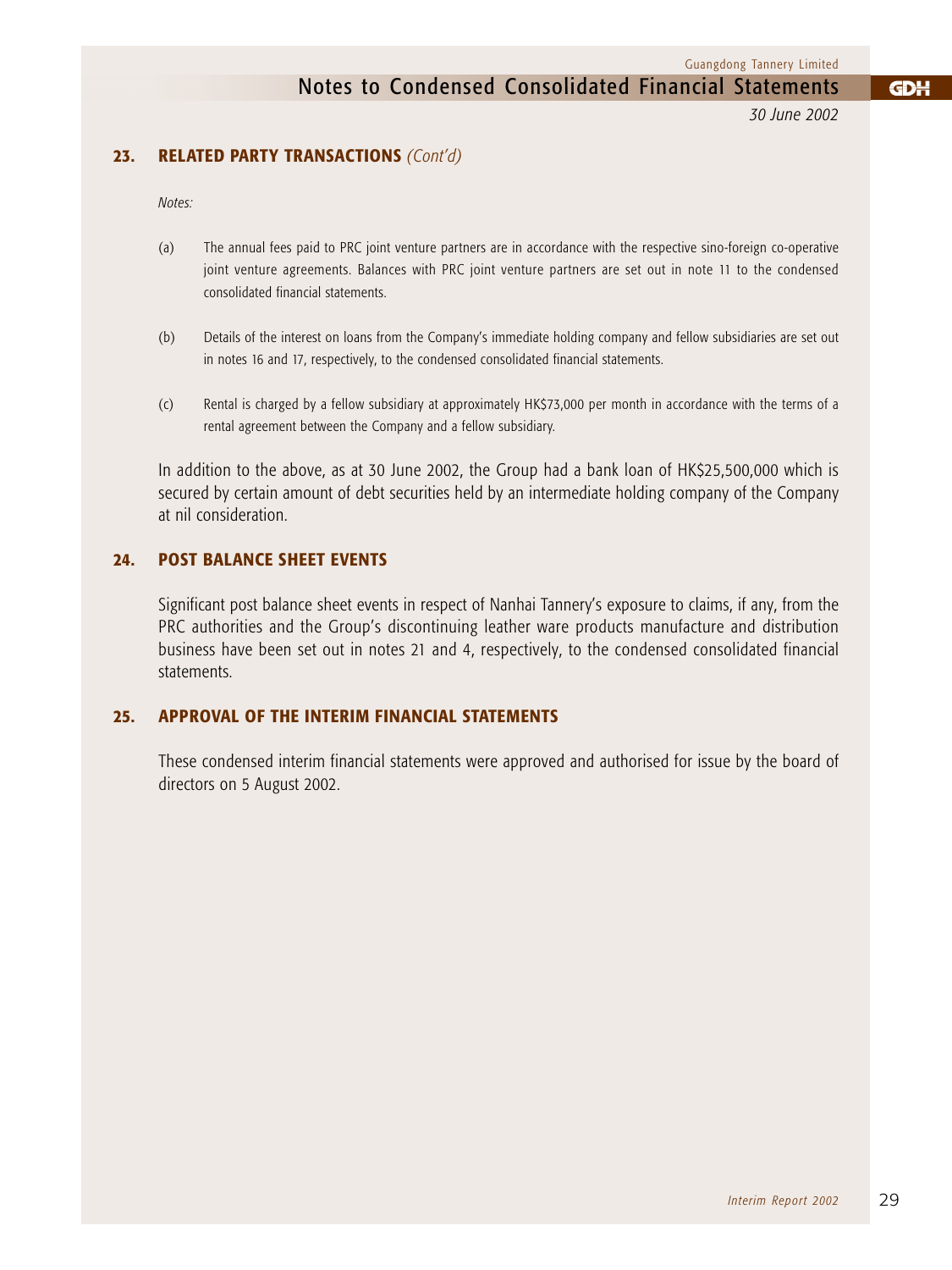## 23. RELATED PARTY TRANSACTIONS *(Cont'd)*

*Notes:*

(a) The annual fees paid to PRC joint venture partners are in accordance with the respective sino-foreign co-operative joint venture agreements. Balances with PRC joint venture partners are set out in note 11 to the condensed consolidated financial statements.

(b) Details of the interest on loans from the Company's immediate holding company and fellow subsidiaries are set out in notes 16 and 17, respectively, to the condensed consolidated financial statements.

(c) Rental is charged by a fellow subsidiary at approximately HK$73,000 per month in accordance with the terms of a rental agreement between the Company and a fellow subsidiary.

In addition to the above, as at 30 June 2002, the Group had a bank loan of HK$25,500,000 which is secured by certain amount of debt securities held by an intermediate holding company of the Company at nil consideration.

## 24. POST BALANCE SHEET EVENTS

Significant post balance sheet events in respect of Nanhai Tannery's exposure to claims, if any, from the PRC authorities and the Group's discontinuing leather ware products manufacture and distribution business have been set out in notes 21 and 4, respectively, to the condensed consolidated financial statements.

## 25. APPROVAL OF THE INTERIM FINANCIAL STATEMENTS

These condensed interim financial statements were approved and authorised for issue by the board of directors on 5 August 2002.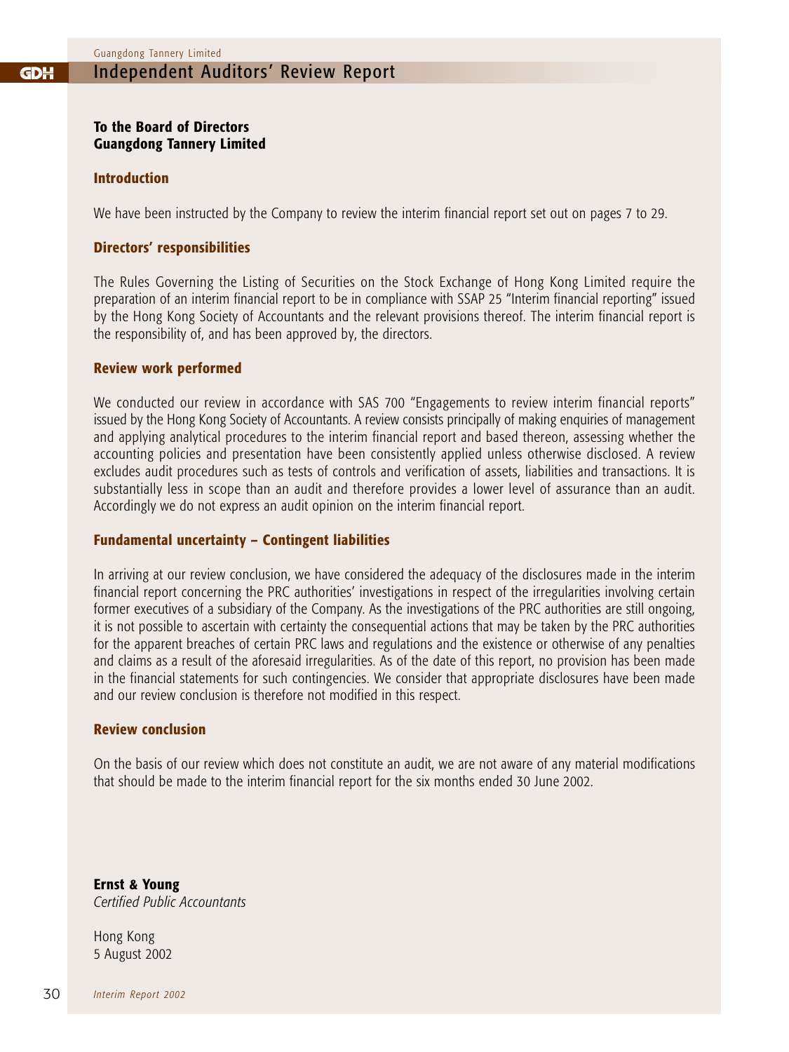# Independent Auditors' Review Report

**To the Board of Directors**
**Guangdong Tannery Limited**

## Introduction

We have been instructed by the Company to review the interim financial report set out on pages 7 to 29.

## Directors' responsibilities

The Rules Governing the Listing of Securities on the Stock Exchange of Hong Kong Limited require the preparation of an interim financial report to be in compliance with SSAP 25 "Interim financial reporting" issued by the Hong Kong Society of Accountants and the relevant provisions thereof. The interim financial report is the responsibility of, and has been approved by, the directors.

## Review work performed

We conducted our review in accordance with SAS 700 "Engagements to review interim financial reports" issued by the Hong Kong Society of Accountants. A review consists principally of making enquiries of management and applying analytical procedures to the interim financial report and based thereon, assessing whether the accounting policies and presentation have been consistently applied unless otherwise disclosed. A review excludes audit procedures such as tests of controls and verification of assets, liabilities and transactions. It is substantially less in scope than an audit and therefore provides a lower level of assurance than an audit. Accordingly we do not express an audit opinion on the interim financial report.

## Fundamental uncertainty – Contingent liabilities

In arriving at our review conclusion, we have considered the adequacy of the disclosures made in the interim financial report concerning the PRC authorities' investigations in respect of the irregularities involving certain former executives of a subsidiary of the Company. As the investigations of the PRC authorities are still ongoing, it is not possible to ascertain with certainty the consequential actions that may be taken by the PRC authorities for the apparent breaches of certain PRC laws and regulations and the existence or otherwise of any penalties and claims as a result of the aforesaid irregularities. As of the date of this report, no provision has been made in the financial statements for such contingencies. We consider that appropriate disclosures have been made and our review conclusion is therefore not modified in this respect.

## Review conclusion

On the basis of our review which does not constitute an audit, we are not aware of any material modifications that should be made to the interim financial report for the six months ended 30 June 2002.

**Ernst & Young**
*Certified Public Accountants*

Hong Kong
5 August 2002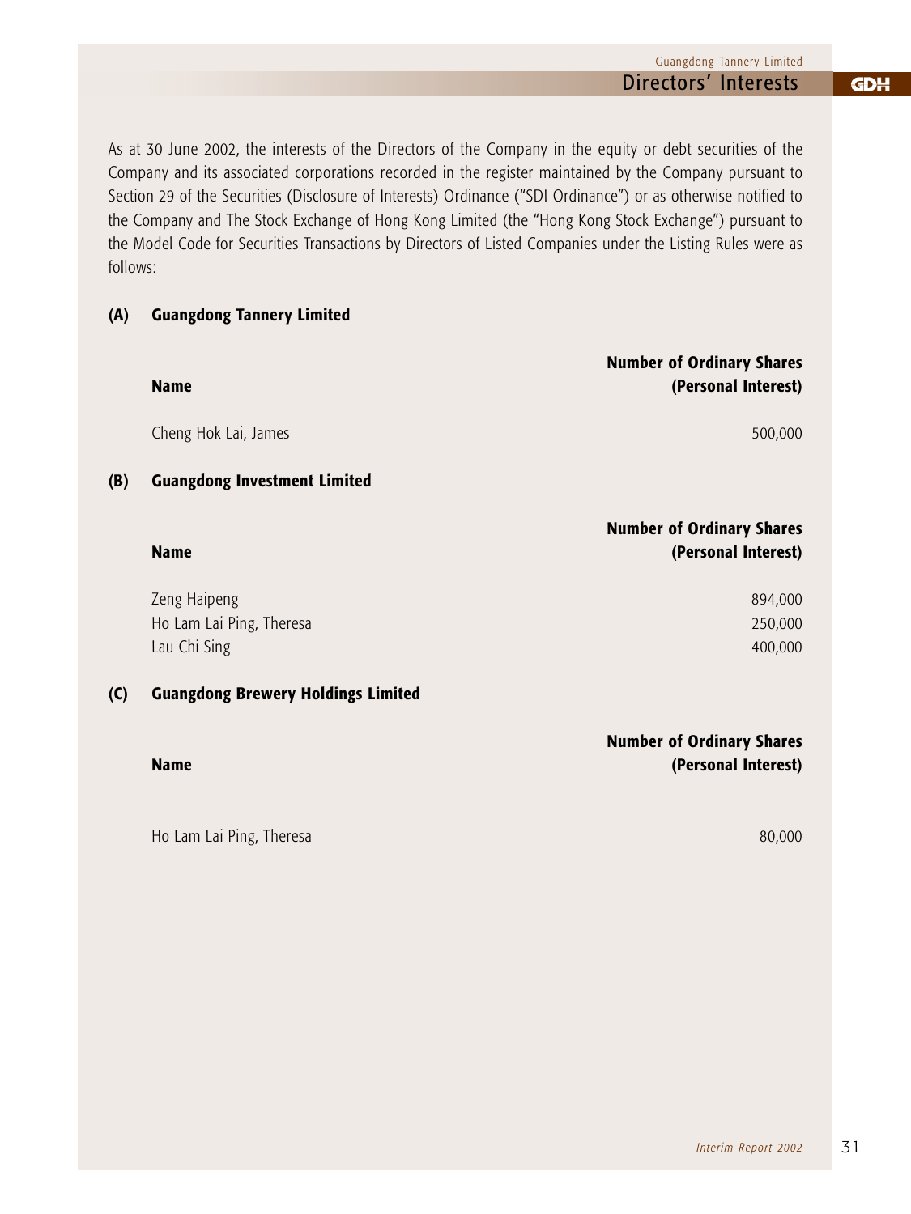# Directors' Interests

As at 30 June 2002, the interests of the Directors of the Company in the equity or debt securities of the Company and its associated corporations recorded in the register maintained by the Company pursuant to Section 29 of the Securities (Disclosure of Interests) Ordinance ("SDI Ordinance") or as otherwise notified to the Company and The Stock Exchange of Hong Kong Limited (the "Hong Kong Stock Exchange") pursuant to the Model Code for Securities Transactions by Directors of Listed Companies under the Listing Rules were as follows:

## (A) Guangdong Tannery Limited

| Name | Number of Ordinary Shares (Personal Interest) |
|---|---|
| Cheng Hok Lai, James | 500,000 |

## (B) Guangdong Investment Limited

| Name | Number of Ordinary Shares (Personal Interest) |
|---|---|
| Zeng Haipeng | 894,000 |
| Ho Lam Lai Ping, Theresa | 250,000 |
| Lau Chi Sing | 400,000 |

## (C) Guangdong Brewery Holdings Limited

| Name | Number of Ordinary Shares (Personal Interest) |
|---|---|
| Ho Lam Lai Ping, Theresa | 80,000 |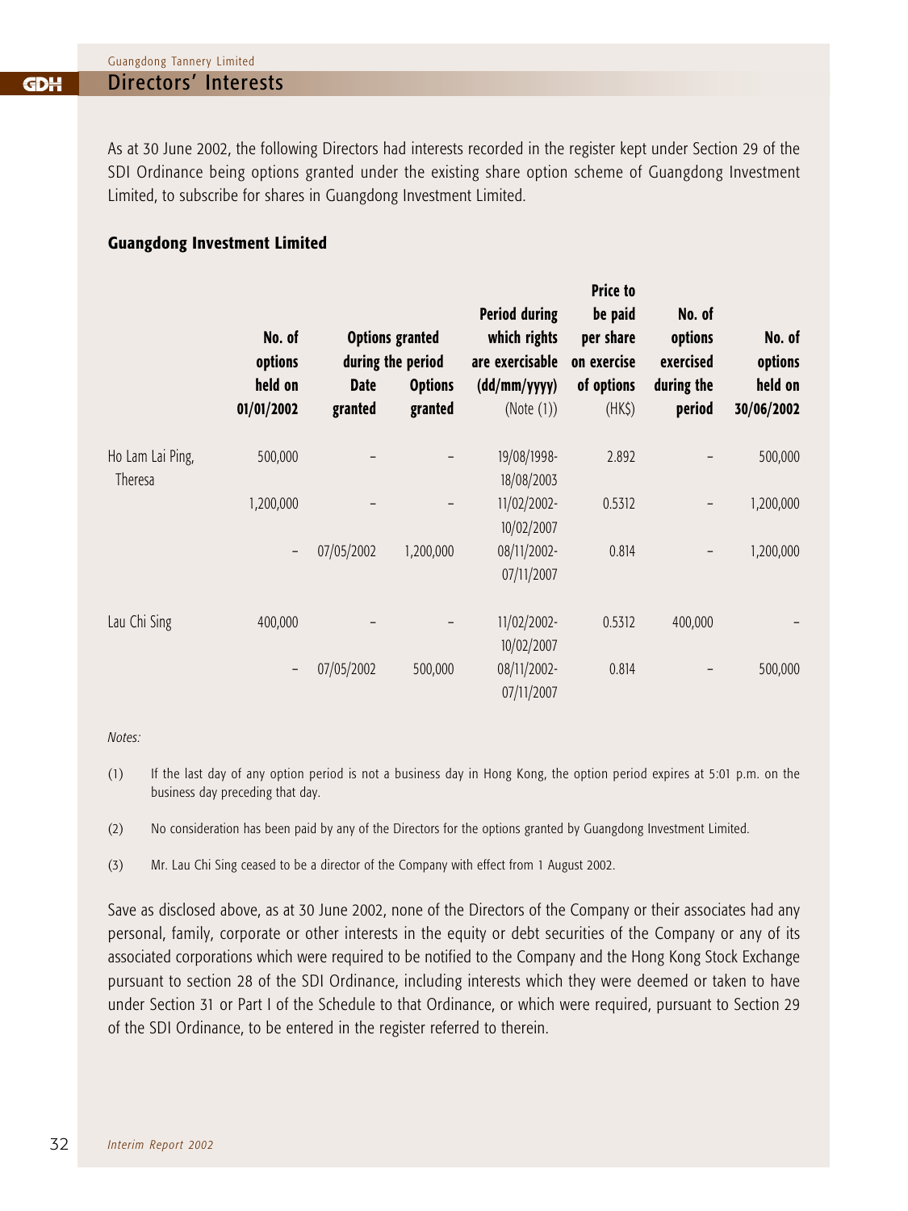# Directors' Interests

As at 30 June 2002, the following Directors had interests recorded in the register kept under Section 29 of the SDI Ordinance being options granted under the existing share option scheme of Guangdong Investment Limited, to subscribe for shares in Guangdong Investment Limited.

### Guangdong Investment Limited

| | No. of options held on 01/01/2002 | Options granted during the period | | Period during which rights are exercisable (dd/mm/yyyy) (Note (1)) | Price to be paid per share on exercise of options (HK$) | No. of options exercised during the period | No. of options held on 30/06/2002 |
|---|---|---|---|---|---|---|---|
| | | Date granted | Options granted | | | | |
| Ho Lam Lai Ping, Theresa | 500,000 | – | – | 19/08/1998-18/08/2003 | 2.892 | – | 500,000 |
| | 1,200,000 | – | – | 11/02/2002-10/02/2007 | 0.5312 | – | 1,200,000 |
| | – | 07/05/2002 | 1,200,000 | 08/11/2002-07/11/2007 | 0.814 | – | 1,200,000 |
| Lau Chi Sing | 400,000 | – | – | 11/02/2002-10/02/2007 | 0.5312 | 400,000 | – |
| | – | 07/05/2002 | 500,000 | 08/11/2002-07/11/2007 | 0.814 | – | 500,000 |

*Notes:*

(1) If the last day of any option period is not a business day in Hong Kong, the option period expires at 5:01 p.m. on the business day preceding that day.

(2) No consideration has been paid by any of the Directors for the options granted by Guangdong Investment Limited.

(3) Mr. Lau Chi Sing ceased to be a director of the Company with effect from 1 August 2002.

Save as disclosed above, as at 30 June 2002, none of the Directors of the Company or their associates had any personal, family, corporate or other interests in the equity or debt securities of the Company or any of its associated corporations which were required to be notified to the Company and the Hong Kong Stock Exchange pursuant to section 28 of the SDI Ordinance, including interests which they were deemed or taken to have under Section 31 or Part I of the Schedule to that Ordinance, or which were required, pursuant to Section 29 of the SDI Ordinance, to be entered in the register referred to therein.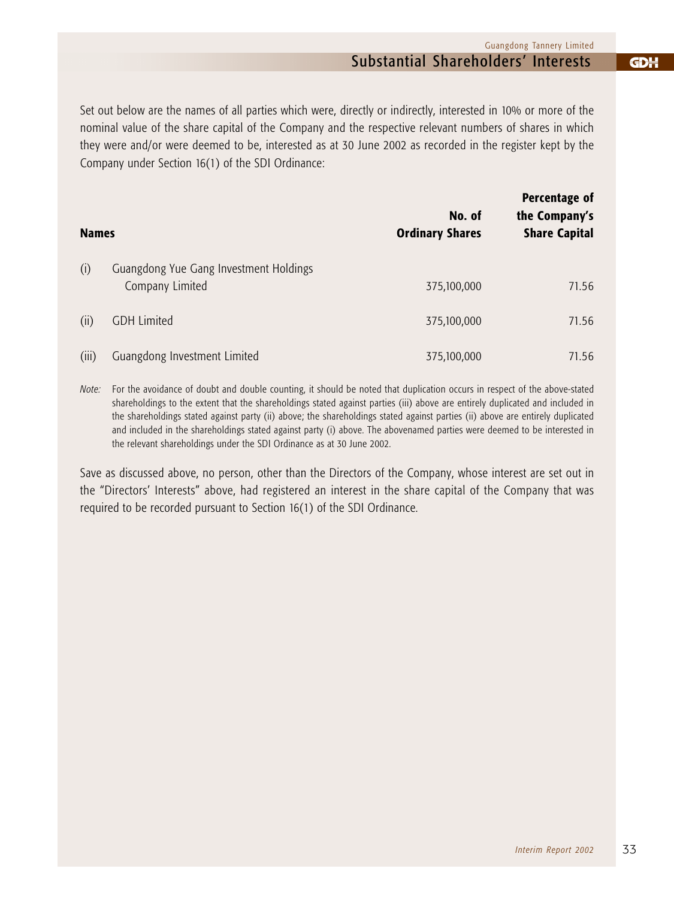# Substantial Shareholders' Interests

Set out below are the names of all parties which were, directly or indirectly, interested in 10% or more of the nominal value of the share capital of the Company and the respective relevant numbers of shares in which they were and/or were deemed to be, interested as at 30 June 2002 as recorded in the register kept by the Company under Section 16(1) of the SDI Ordinance:

| | Names | No. of Ordinary Shares | Percentage of the Company's Share Capital |
|---|---|---|---|
| (i) | Guangdong Yue Gang Investment Holdings Company Limited | 375,100,000 | 71.56 |
| (ii) | GDH Limited | 375,100,000 | 71.56 |
| (iii) | Guangdong Investment Limited | 375,100,000 | 71.56 |

*Note:* For the avoidance of doubt and double counting, it should be noted that duplication occurs in respect of the above-stated shareholdings to the extent that the shareholdings stated against parties (iii) above are entirely duplicated and included in the shareholdings stated against party (ii) above; the shareholdings stated against parties (ii) above are entirely duplicated and included in the shareholdings stated against party (i) above. The abovenamed parties were deemed to be interested in the relevant shareholdings under the SDI Ordinance as at 30 June 2002.

Save as discussed above, no person, other than the Directors of the Company, whose interest are set out in the "Directors' Interests" above, had registered an interest in the share capital of the Company that was required to be recorded pursuant to Section 16(1) of the SDI Ordinance.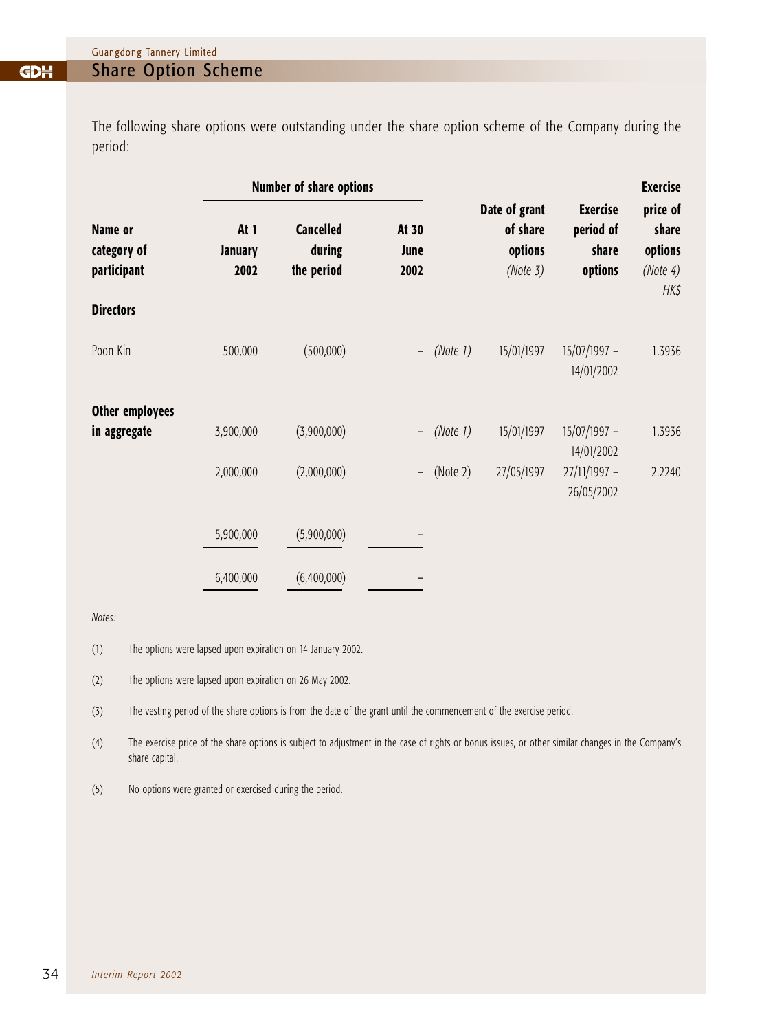## Share Option Scheme

The following share options were outstanding under the share option scheme of the Company during the period:

| Name or category of participant | Number of share options | | | | Date of grant of share options (Note 3) | Exercise period of share options | Exercise price of share options (Note 4) HK$ |
|---|---|---|---|---|---|---|---|
| | At 1 January 2002 | Cancelled during the period | At 30 June 2002 | | | | |
| **Directors** | | | | | | | |
| Poon Kin | 500,000 | (500,000) | – | (Note 1) | 15/01/1997 | 15/07/1997 – 14/01/2002 | 1.3936 |
| **Other employees in aggregate** | 3,900,000 | (3,900,000) | – | (Note 1) | 15/01/1997 | 15/07/1997 – 14/01/2002 | 1.3936 |
| | 2,000,000 | (2,000,000) | – | (Note 2) | 27/05/1997 | 27/11/1997 – 26/05/2002 | 2.2240 |
| | 5,900,000 | (5,900,000) | – | | | | |
| | 6,400,000 | (6,400,000) | – | | | | |

*Notes:*

(1) The options were lapsed upon expiration on 14 January 2002.

(2) The options were lapsed upon expiration on 26 May 2002.

(3) The vesting period of the share options is from the date of the grant until the commencement of the exercise period.

(4) The exercise price of the share options is subject to adjustment in the case of rights or bonus issues, or other similar changes in the Company's share capital.

(5) No options were granted or exercised during the period.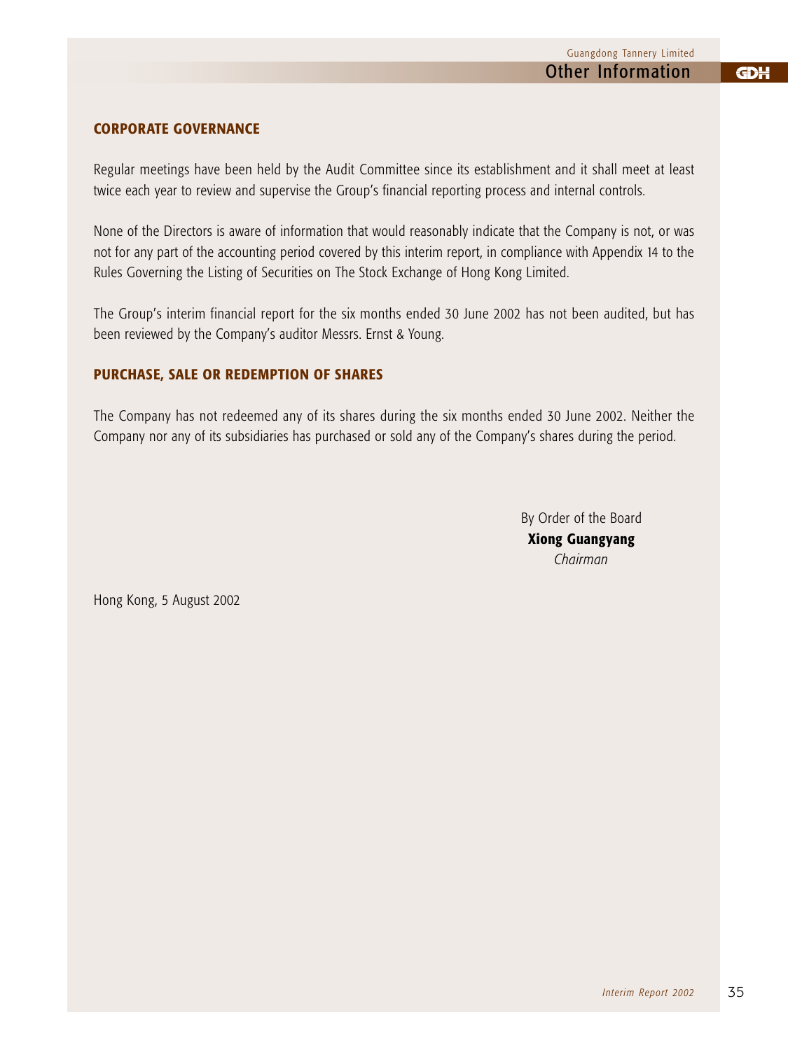## CORPORATE GOVERNANCE

Regular meetings have been held by the Audit Committee since its establishment and it shall meet at least twice each year to review and supervise the Group's financial reporting process and internal controls.

None of the Directors is aware of information that would reasonably indicate that the Company is not, or was not for any part of the accounting period covered by this interim report, in compliance with Appendix 14 to the Rules Governing the Listing of Securities on The Stock Exchange of Hong Kong Limited.

The Group's interim financial report for the six months ended 30 June 2002 has not been audited, but has been reviewed by the Company's auditor Messrs. Ernst & Young.

## PURCHASE, SALE OR REDEMPTION OF SHARES

The Company has not redeemed any of its shares during the six months ended 30 June 2002. Neither the Company nor any of its subsidiaries has purchased or sold any of the Company's shares during the period.

By Order of the Board
**Xiong Guangyang**
*Chairman*

Hong Kong, 5 August 2002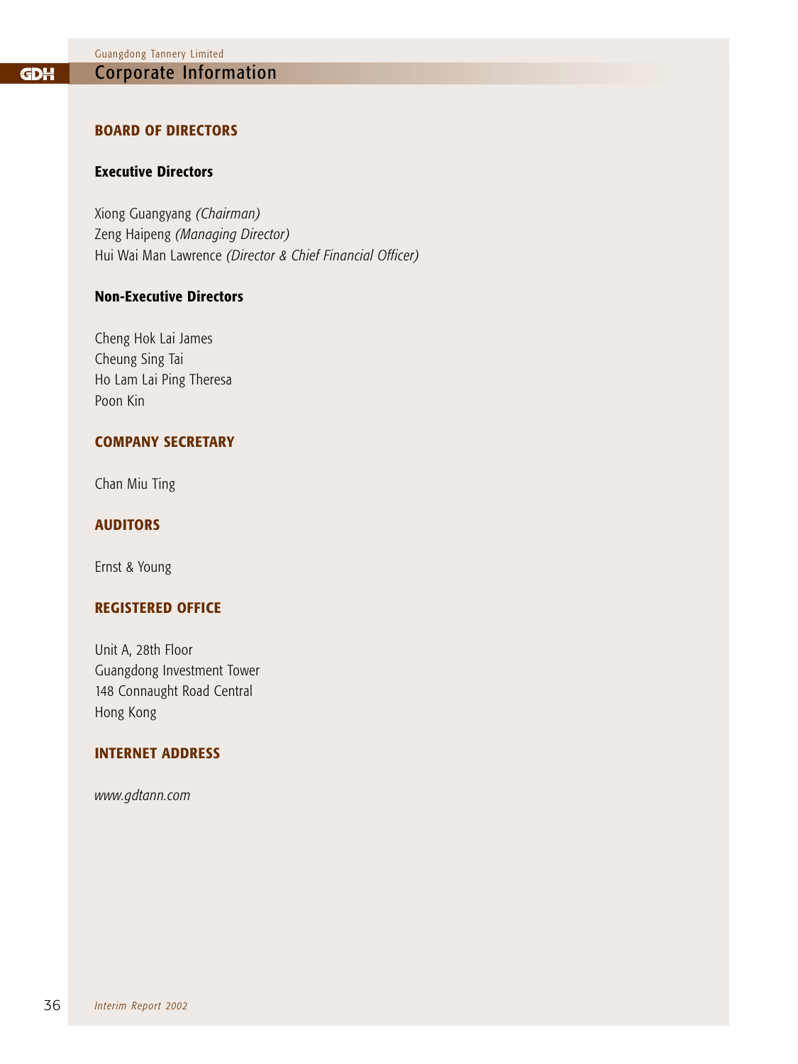# Corporate Information

## BOARD OF DIRECTORS

### Executive Directors

Xiong Guangyang *(Chairman)*
Zeng Haipeng *(Managing Director)*
Hui Wai Man Lawrence *(Director & Chief Financial Officer)*

### Non-Executive Directors

Cheng Hok Lai James
Cheung Sing Tai
Ho Lam Lai Ping Theresa
Poon Kin

## COMPANY SECRETARY

Chan Miu Ting

## AUDITORS

Ernst & Young

## REGISTERED OFFICE

Unit A, 28th Floor
Guangdong Investment Tower
148 Connaught Road Central
Hong Kong

## INTERNET ADDRESS

*www.gdtann.com*